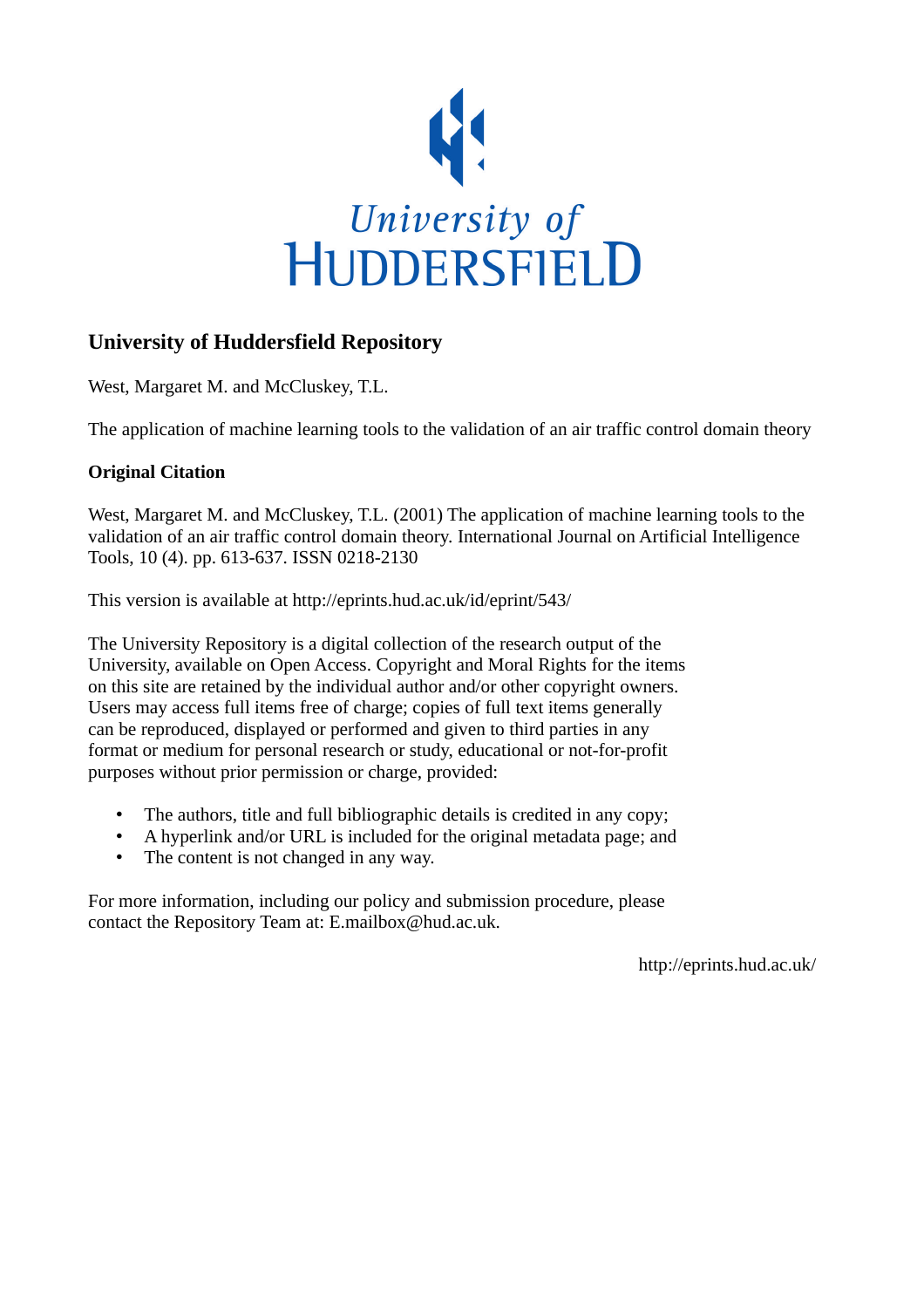University of Huddersfield

## University of Huddersfield Repository

West, Margaret M. and McCluskey, T.L.

The application of machine learning tools to the validation of an air traffic control domain theory

### Original Citation

West, Margaret M. and McCluskey, T.L. (2001) The application of machine learning tools to the validation of an air traffic control domain theory. International Journal on Artificial Intelligence Tools, 10 (4). pp. 613-637. ISSN 0218-2130

This version is available at http://eprints.hud.ac.uk/id/eprint/543/

The University Repository is a digital collection of the research output of the University, available on Open Access. Copyright and Moral Rights for the items on this site are retained by the individual author and/or other copyright owners. Users may access full items free of charge; copies of full text items generally can be reproduced, displayed or performed and given to third parties in any format or medium for personal research or study, educational or not-for-profit purposes without prior permission or charge, provided:

- The authors, title and full bibliographic details is credited in any copy;
- A hyperlink and/or URL is included for the original metadata page; and
- The content is not changed in any way.

For more information, including our policy and submission procedure, please contact the Repository Team at: E.mailbox@hud.ac.uk.

http://eprints.hud.ac.uk/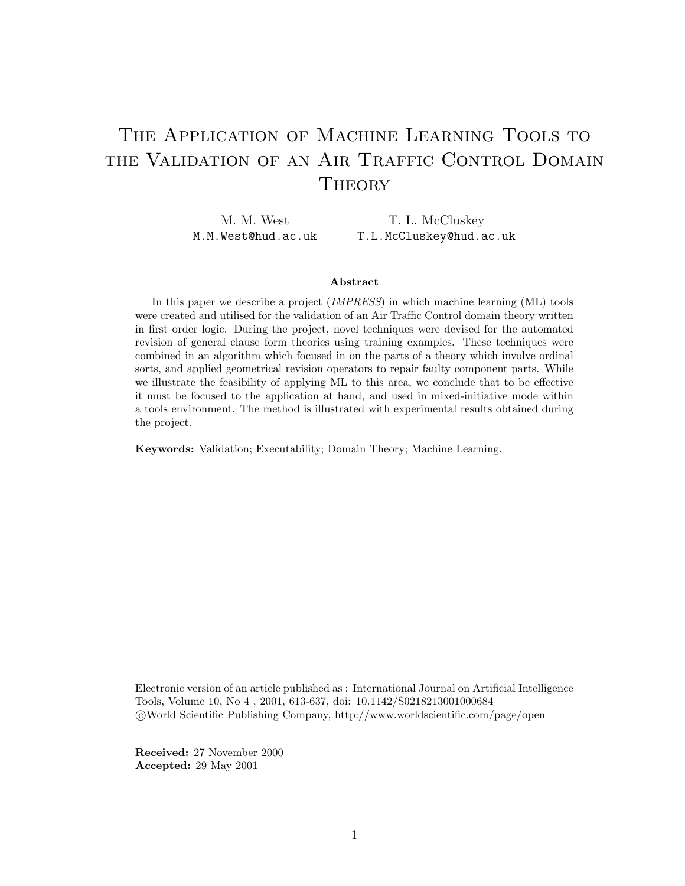# The Application of Machine Learning Tools to the Validation of an Air Traffic Control Domain Theory

M. M. West  
M.M.West@hud.ac.uk

T. L. McCluskey  
T.L.McCluskey@hud.ac.uk

**Abstract**

In this paper we describe a project (*IMPRESS*) in which machine learning (ML) tools were created and utilised for the validation of an Air Traffic Control domain theory written in first order logic. During the project, novel techniques were devised for the automated revision of general clause form theories using training examples. These techniques were combined in an algorithm which focused in on the parts of a theory which involve ordinal sorts, and applied geometrical revision operators to repair faulty component parts. While we illustrate the feasibility of applying ML to this area, we conclude that to be effective it must be focused to the application at hand, and used in mixed-initiative mode within a tools environment. The method is illustrated with experimental results obtained during the project.

**Keywords:** Validation; Executability; Domain Theory; Machine Learning.

Electronic version of an article published as : International Journal on Artificial Intelligence Tools, Volume 10, No 4 , 2001, 613-637, doi: 10.1142/S0218213001000684  
©World Scientific Publishing Company, http://www.worldscientific.com/page/open

**Received:** 27 November 2000  
**Accepted:** 29 May 2001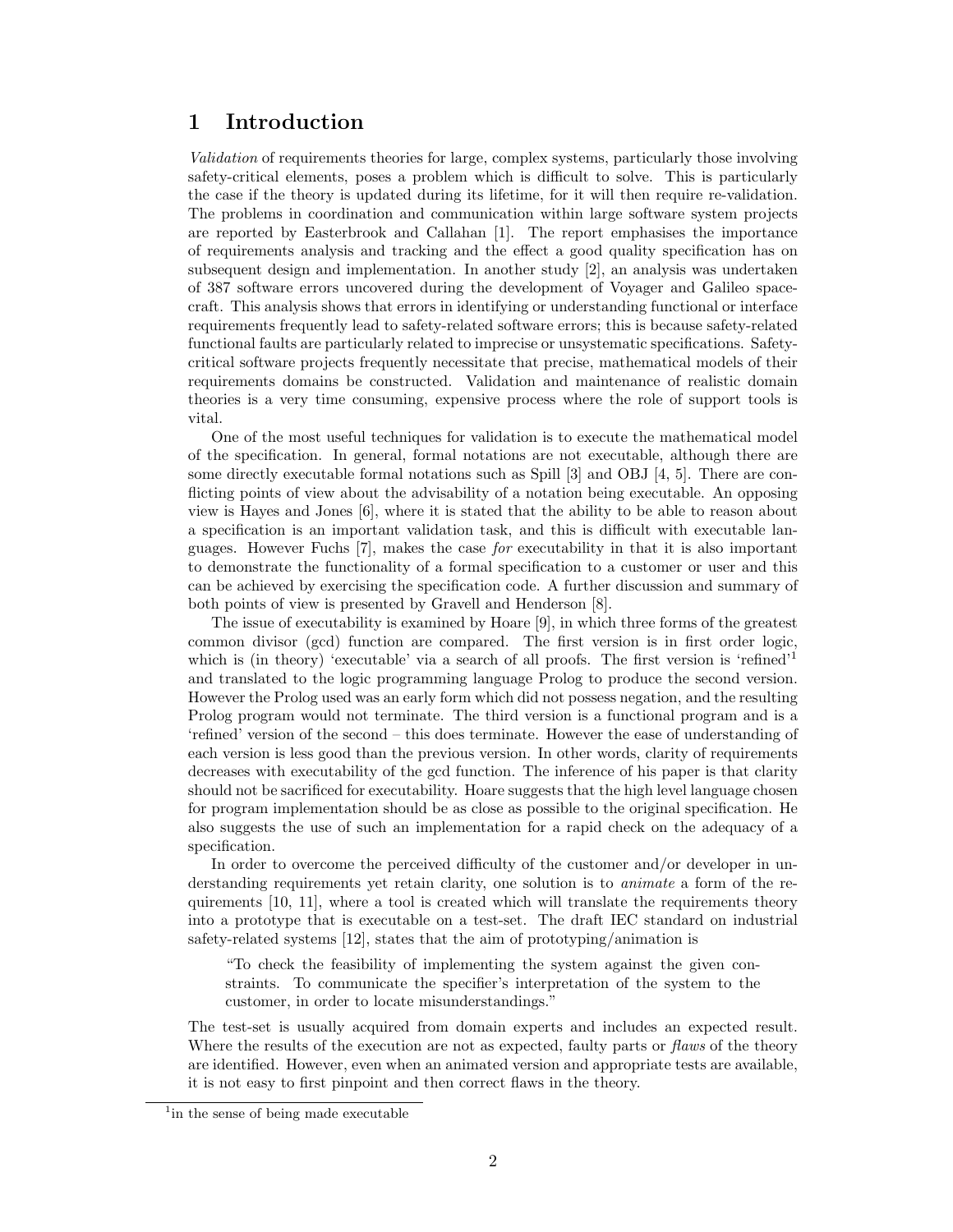# 1 Introduction

*Validation* of requirements theories for large, complex systems, particularly those involving safety-critical elements, poses a problem which is difficult to solve. This is particularly the case if the theory is updated during its lifetime, for it will then require re-validation. The problems in coordination and communication within large software system projects are reported by Easterbrook and Callahan [1]. The report emphasises the importance of requirements analysis and tracking and the effect a good quality specification has on subsequent design and implementation. In another study [2], an analysis was undertaken of 387 software errors uncovered during the development of Voyager and Galileo spacecraft. This analysis shows that errors in identifying or understanding functional or interface requirements frequently lead to safety-related software errors; this is because safety-related functional faults are particularly related to imprecise or unsystematic specifications. Safety-critical software projects frequently necessitate that precise, mathematical models of their requirements domains be constructed. Validation and maintenance of realistic domain theories is a very time consuming, expensive process where the role of support tools is vital.

One of the most useful techniques for validation is to execute the mathematical model of the specification. In general, formal notations are not executable, although there are some directly executable formal notations such as Spill [3] and OBJ [4, 5]. There are conflicting points of view about the advisability of a notation being executable. An opposing view is Hayes and Jones [6], where it is stated that the ability to be able to reason about a specification is an important validation task, and this is difficult with executable languages. However Fuchs [7], makes the case *for* executability in that it is also important to demonstrate the functionality of a formal specification to a customer or user and this can be achieved by exercising the specification code. A further discussion and summary of both points of view is presented by Gravell and Henderson [8].

The issue of executability is examined by Hoare [9], in which three forms of the greatest common divisor (gcd) function are compared. The first version is in first order logic, which is (in theory) 'executable' via a search of all proofs. The first version is 'refined'[1] and translated to the logic programming language Prolog to produce the second version. However the Prolog used was an early form which did not possess negation, and the resulting Prolog program would not terminate. The third version is a functional program and is a 'refined' version of the second – this does terminate. However the ease of understanding of each version is less good than the previous version. In other words, clarity of requirements decreases with executability of the gcd function. The inference of his paper is that clarity should not be sacrificed for executability. Hoare suggests that the high level language chosen for program implementation should be as close as possible to the original specification. He also suggests the use of such an implementation for a rapid check on the adequacy of a specification.

In order to overcome the perceived difficulty of the customer and/or developer in understanding requirements yet retain clarity, one solution is to *animate* a form of the requirements [10, 11], where a tool is created which will translate the requirements theory into a prototype that is executable on a test-set. The draft IEC standard on industrial safety-related systems [12], states that the aim of prototyping/animation is

> "To check the feasibility of implementing the system against the given constraints. To communicate the specifier's interpretation of the system to the customer, in order to locate misunderstandings."

The test-set is usually acquired from domain experts and includes an expected result. Where the results of the execution are not as expected, faulty parts or *flaws* of the theory are identified. However, even when an animated version and appropriate tests are available, it is not easy to first pinpoint and then correct flaws in the theory.

[1] in the sense of being made executable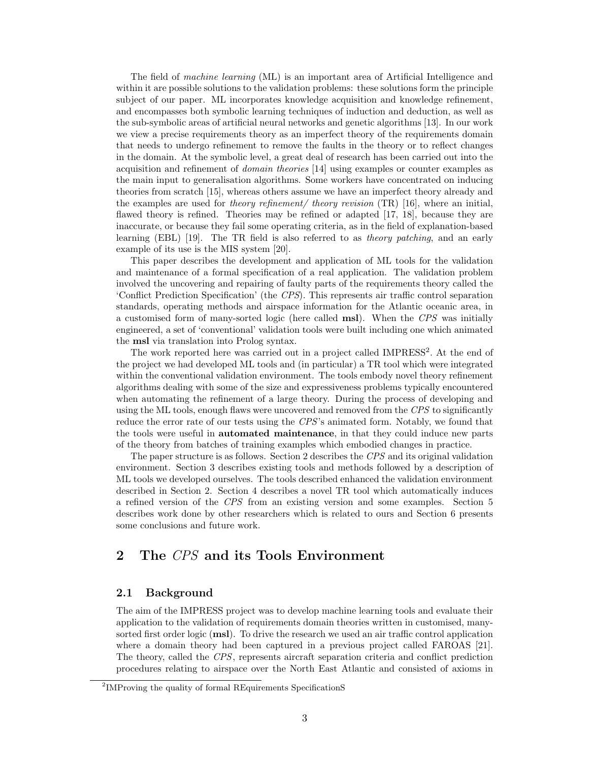The field of *machine learning* (ML) is an important area of Artificial Intelligence and within it are possible solutions to the validation problems: these solutions form the principle subject of our paper. ML incorporates knowledge acquisition and knowledge refinement, and encompasses both symbolic learning techniques of induction and deduction, as well as the sub-symbolic areas of artificial neural networks and genetic algorithms [13]. In our work we view a precise requirements theory as an imperfect theory of the requirements domain that needs to undergo refinement to remove the faults in the theory or to reflect changes in the domain. At the symbolic level, a great deal of research has been carried out into the acquisition and refinement of *domain theories* [14] using examples or counter examples as the main input to generalisation algorithms. Some workers have concentrated on inducing theories from scratch [15], whereas others assume we have an imperfect theory already and the examples are used for *theory refinement/ theory revision* (TR) [16], where an initial, flawed theory is refined. Theories may be refined or adapted [17, 18], because they are inaccurate, or because they fail some operating criteria, as in the field of explanation-based learning (EBL) [19]. The TR field is also referred to as *theory patching*, and an early example of its use is the MIS system [20].

This paper describes the development and application of ML tools for the validation and maintenance of a formal specification of a real application. The validation problem involved the uncovering and repairing of faulty parts of the requirements theory called the 'Conflict Prediction Specification' (the *CPS*). This represents air traffic control separation standards, operating methods and airspace information for the Atlantic oceanic area, in a customised form of many-sorted logic (here called **msl**). When the *CPS* was initially engineered, a set of 'conventional' validation tools were built including one which animated the **msl** via translation into Prolog syntax.

The work reported here was carried out in a project called IMPRESS[2]. At the end of the project we had developed ML tools and (in particular) a TR tool which were integrated within the conventional validation environment. The tools embody novel theory refinement algorithms dealing with some of the size and expressiveness problems typically encountered when automating the refinement of a large theory. During the process of developing and using the ML tools, enough flaws were uncovered and removed from the *CPS* to significantly reduce the error rate of our tests using the *CPS*'s animated form. Notably, we found that the tools were useful in **automated maintenance**, in that they could induce new parts of the theory from batches of training examples which embodied changes in practice.

The paper structure is as follows. Section 2 describes the *CPS* and its original validation environment. Section 3 describes existing tools and methods followed by a description of ML tools we developed ourselves. The tools described enhanced the validation environment described in Section 2. Section 4 describes a novel TR tool which automatically induces a refined version of the *CPS* from an existing version and some examples. Section 5 describes work done by other researchers which is related to ours and Section 6 presents some conclusions and future work.

## 2 The *CPS* and its Tools Environment

### 2.1 Background

The aim of the IMPRESS project was to develop machine learning tools and evaluate their application to the validation of requirements domain theories written in customised, many-sorted first order logic (**msl**). To drive the research we used an air traffic control application where a domain theory had been captured in a previous project called FAROAS [21]. The theory, called the *CPS*, represents aircraft separation criteria and conflict prediction procedures relating to airspace over the North East Atlantic and consisted of axioms in

[2] IMProving the quality of formal REquirements SpecificationS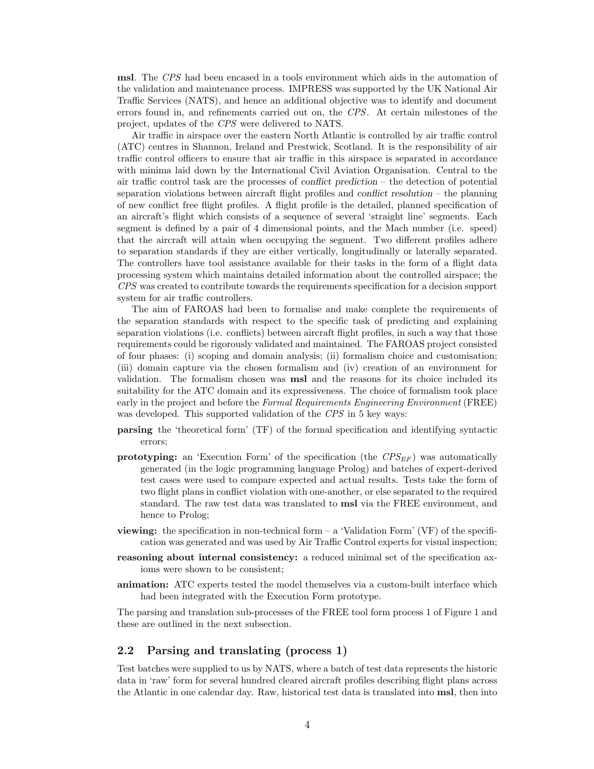**msl**. The *CPS* had been encased in a tools environment which aids in the automation of the validation and maintenance process. IMPRESS was supported by the UK National Air Traffic Services (NATS), and hence an additional objective was to identify and document errors found in, and refinements carried out on, the *CPS*. At certain milestones of the project, updates of the *CPS* were delivered to NATS.

Air traffic in airspace over the eastern North Atlantic is controlled by air traffic control (ATC) centres in Shannon, Ireland and Prestwick, Scotland. It is the responsibility of air traffic control officers to ensure that air traffic in this airspace is separated in accordance with minima laid down by the International Civil Aviation Organisation. Central to the air traffic control task are the processes of *conflict prediction* – the detection of potential separation violations between aircraft flight profiles and *conflict resolution* – the planning of new conflict free flight profiles. A flight profile is the detailed, planned specification of an aircraft's flight which consists of a sequence of several 'straight line' segments. Each segment is defined by a pair of 4 dimensional points, and the Mach number (i.e. speed) that the aircraft will attain when occupying the segment. Two different profiles adhere to separation standards if they are either vertically, longitudinally or laterally separated. The controllers have tool assistance available for their tasks in the form of a flight data processing system which maintains detailed information about the controlled airspace; the *CPS* was created to contribute towards the requirements specification for a decision support system for air traffic controllers.

The aim of FAROAS had been to formalise and make complete the requirements of the separation standards with respect to the specific task of predicting and explaining separation violations (i.e. conflicts) between aircraft flight profiles, in such a way that those requirements could be rigorously validated and maintained. The FAROAS project consisted of four phases: (i) scoping and domain analysis; (ii) formalism choice and customisation; (iii) domain capture via the chosen formalism and (iv) creation of an environment for validation. The formalism chosen was **msl** and the reasons for its choice included its suitability for the ATC domain and its expressiveness. The choice of formalism took place early in the project and before the *Formal Requirements Engineering Environment* (FREE) was developed. This supported validation of the *CPS* in 5 key ways:

- **parsing** the 'theoretical form' (TF) of the formal specification and identifying syntactic errors;
- **prototyping:** an 'Execution Form' of the specification (the $CPS_{EF}$) was automatically generated (in the logic programming language Prolog) and batches of expert-derived test cases were used to compare expected and actual results. Tests take the form of two flight plans in conflict violation with one-another, or else separated to the required standard. The raw test data was translated to **msl** via the FREE environment, and hence to Prolog;
- **viewing:** the specification in non-technical form – a 'Validation Form' (VF) of the specification was generated and was used by Air Traffic Control experts for visual inspection;
- **reasoning about internal consistency:** a reduced minimal set of the specification axioms were shown to be consistent;
- **animation:** ATC experts tested the model themselves via a custom-built interface which had been integrated with the Execution Form prototype.

The parsing and translation sub-processes of the FREE tool form process 1 of Figure 1 and these are outlined in the next subsection.

## 2.2 Parsing and translating (process 1)

Test batches were supplied to us by NATS, where a batch of test data represents the historic data in 'raw' form for several hundred cleared aircraft profiles describing flight plans across the Atlantic in one calendar day. Raw, historical test data is translated into **msl**, then into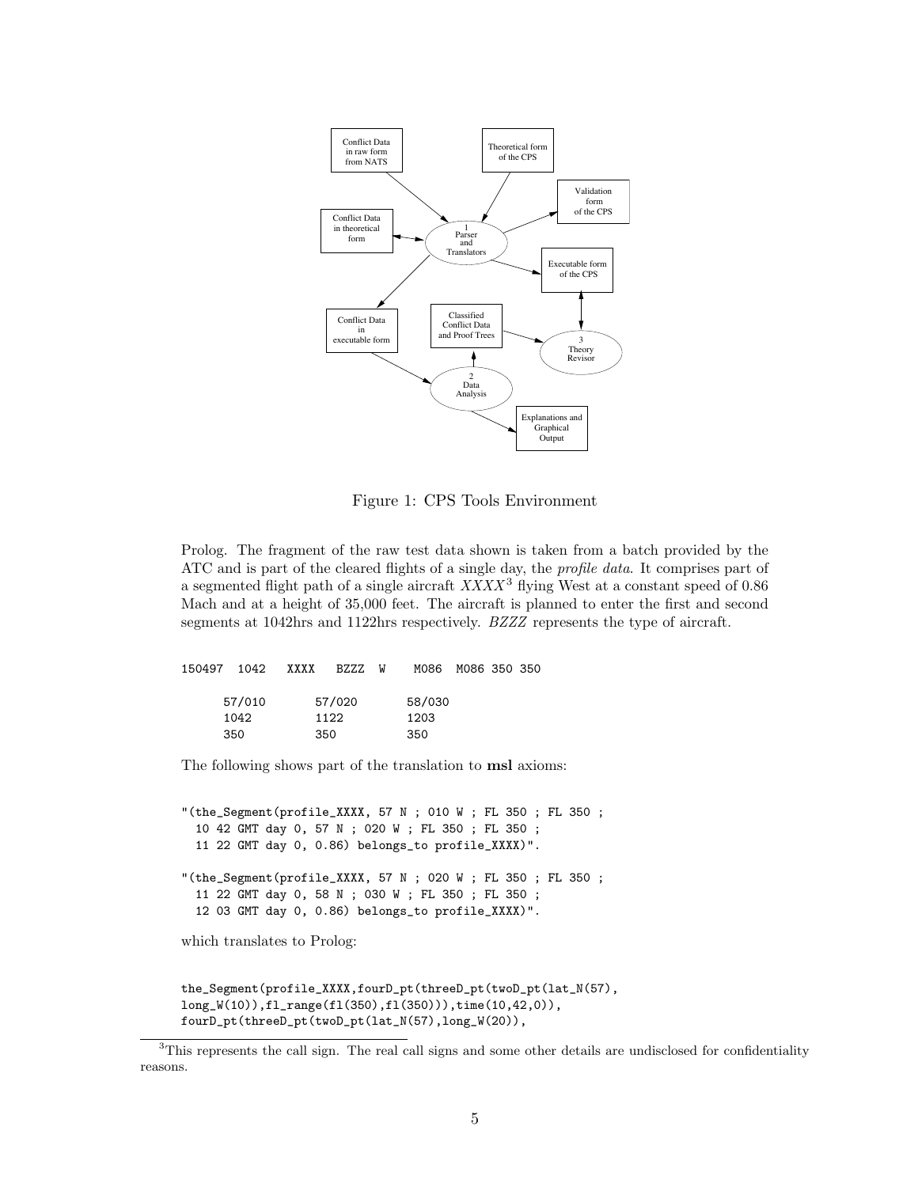Figure 1: CPS Tools Environment

Prolog. The fragment of the raw test data shown is taken from a batch provided by the ATC and is part of the cleared flights of a single day, the *profile data*. It comprises part of a segmented flight path of a single aircraft *XXXX*[3] flying West at a constant speed of 0.86 Mach and at a height of 35,000 feet. The aircraft is planned to enter the first and second segments at 1042hrs and 1122hrs respectively. *BZZZ* represents the type of aircraft.

```
150497  1042   XXXX   BZZZ  W     M086  M086 350 350

     57/010        57/020       58/030
     1042          1122         1203
     350           350          350
```

The following shows part of the translation to **msl** axioms:

```
"(the_Segment(profile_XXXX, 57 N ; 010 W ; FL 350 ; FL 350 ;
  10 42 GMT day 0, 57 N ; 020 W ; FL 350 ; FL 350 ;
  11 22 GMT day 0, 0.86) belongs_to profile_XXXX)".

"(the_Segment(profile_XXXX, 57 N ; 020 W ; FL 350 ; FL 350 ;
  11 22 GMT day 0, 58 N ; 030 W ; FL 350 ; FL 350 ;
  12 03 GMT day 0, 0.86) belongs_to profile_XXXX)".
```

which translates to Prolog:

```
the_Segment(profile_XXXX,fourD_pt(threeD_pt(twoD_pt(lat_N(57),
long_W(10)),fl_range(fl(350),fl(350))),time(10,42,0)),
fourD_pt(threeD_pt(twoD_pt(lat_N(57),long_W(20)),
```

[3] This represents the call sign. The real call signs and some other details are undisclosed for confidentiality reasons.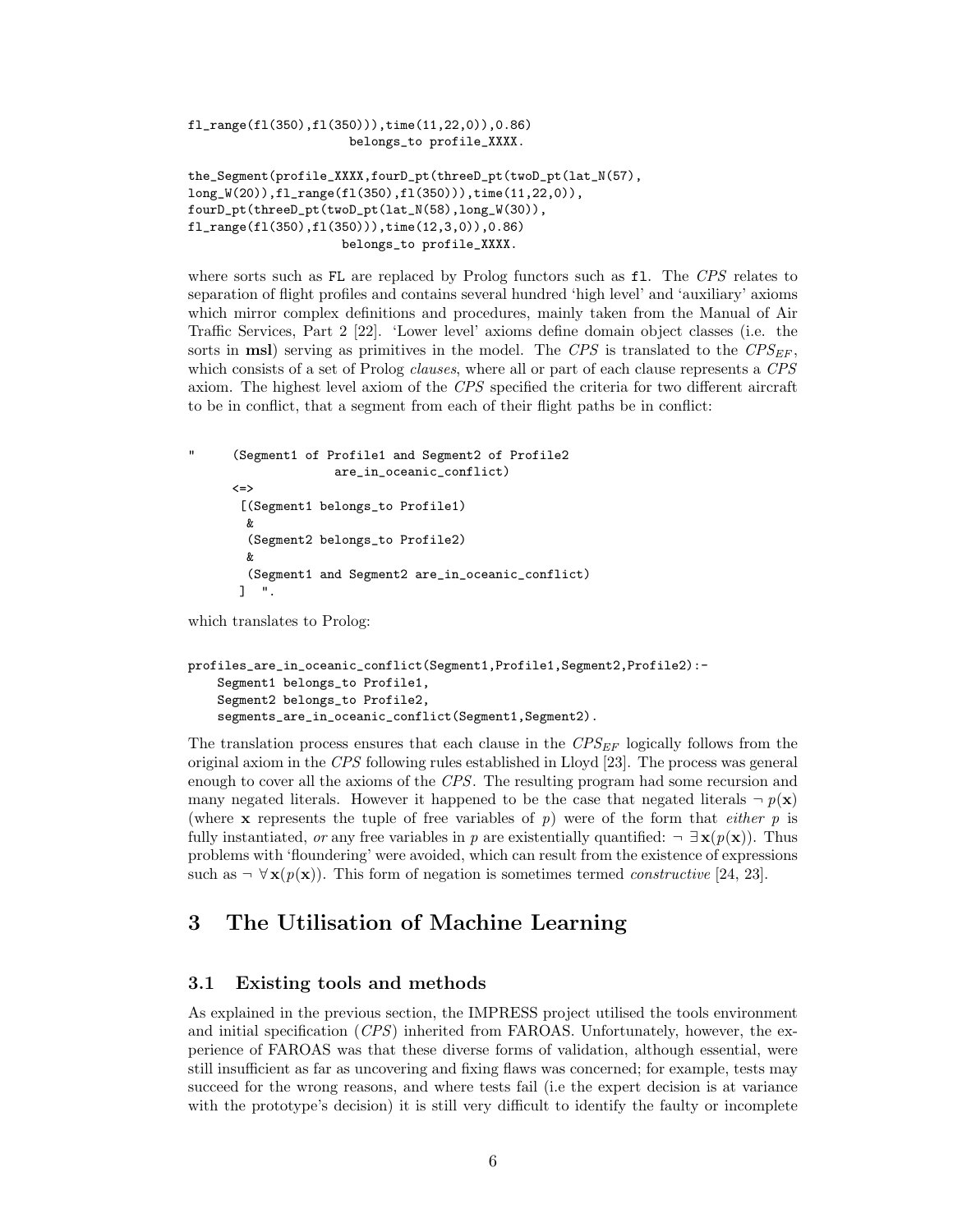```
fl_range(fl(350),fl(350))),time(11,22,0)),0.86)
                        belongs_to profile_XXXX.

the_Segment(profile_XXXX,fourD_pt(threeD_pt(twoD_pt(lat_N(57),
long_W(20)),fl_range(fl(350),fl(350))),time(11,22,0)),
fourD_pt(threeD_pt(twoD_pt(lat_N(58),long_W(30)),
fl_range(fl(350),fl(350))),time(12,3,0)),0.86)
                        belongs_to profile_XXXX.
```

where sorts such as FL are replaced by Prolog functors such as fl. The *CPS* relates to separation of flight profiles and contains several hundred 'high level' and 'auxiliary' axioms which mirror complex definitions and procedures, mainly taken from the Manual of Air Traffic Services, Part 2 [22]. 'Lower level' axioms define domain object classes (i.e. the sorts in **msl**) serving as primitives in the model. The *CPS* is translated to the $CPS_{EF}$, which consists of a set of Prolog *clauses*, where all or part of each clause represents a *CPS* axiom. The highest level axiom of the *CPS* specified the criteria for two different aircraft to be in conflict, that a segment from each of their flight paths be in conflict:

```
"      (Segment1 of Profile1 and Segment2 of Profile2
                  are_in_oceanic_conflict)
      <=>
       [(Segment1 belongs_to Profile1)
        &
        (Segment2 belongs_to Profile2)
        &
        (Segment1 and Segment2 are_in_oceanic_conflict)
       ]  ".
```

which translates to Prolog:

```
profiles_are_in_oceanic_conflict(Segment1,Profile1,Segment2,Profile2):-
    Segment1 belongs_to Profile1,
    Segment2 belongs_to Profile2,
    segments_are_in_oceanic_conflict(Segment1,Segment2).
```

The translation process ensures that each clause in the $CPS_{EF}$ logically follows from the original axiom in the *CPS* following rules established in Lloyd [23]. The process was general enough to cover all the axioms of the *CPS*. The resulting program had some recursion and many negated literals. However it happened to be the case that negated literals $\neg\, p(\mathbf{x})$ (where $\mathbf{x}$ represents the tuple of free variables of $p$) were of the form that *either* $p$ is fully instantiated, *or* any free variables in $p$ are existentially quantified: $\neg\, \exists\, \mathbf{x}(p(\mathbf{x}))$. Thus problems with 'floundering' were avoided, which can result from the existence of expressions such as $\neg\, \forall\, \mathbf{x}(p(\mathbf{x}))$. This form of negation is sometimes termed *constructive* [24, 23].

# 3 The Utilisation of Machine Learning

## 3.1 Existing tools and methods

As explained in the previous section, the IMPRESS project utilised the tools environment and initial specification (*CPS*) inherited from FAROAS. Unfortunately, however, the experience of FAROAS was that these diverse forms of validation, although essential, were still insufficient as far as uncovering and fixing flaws was concerned; for example, tests may succeed for the wrong reasons, and where tests fail (i.e the expert decision is at variance with the prototype's decision) it is still very difficult to identify the faulty or incomplete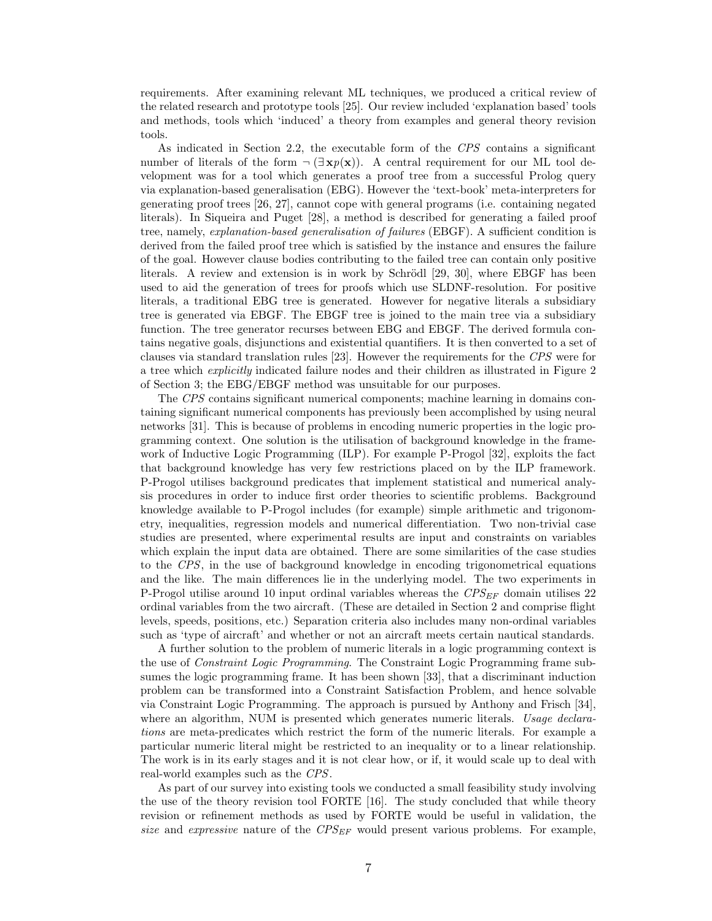requirements. After examining relevant ML techniques, we produced a critical review of the related research and prototype tools [25]. Our review included 'explanation based' tools and methods, tools which 'induced' a theory from examples and general theory revision tools.

As indicated in Section 2.2, the executable form of the *CPS* contains a significant number of literals of the form $\neg\,(\exists\,\mathbf{x}p(\mathbf{x}))$. A central requirement for our ML tool development was for a tool which generates a proof tree from a successful Prolog query via explanation-based generalisation (EBG). However the 'text-book' meta-interpreters for generating proof trees [26, 27], cannot cope with general programs (i.e. containing negated literals). In Siqueira and Puget [28], a method is described for generating a failed proof tree, namely, *explanation-based generalisation of failures* (EBGF). A sufficient condition is derived from the failed proof tree which is satisfied by the instance and ensures the failure of the goal. However clause bodies contributing to the failed tree can contain only positive literals. A review and extension is in work by Schrödl [29, 30], where EBGF has been used to aid the generation of trees for proofs which use SLDNF-resolution. For positive literals, a traditional EBG tree is generated. However for negative literals a subsidiary tree is generated via EBGF. The EBGF tree is joined to the main tree via a subsidiary function. The tree generator recurses between EBG and EBGF. The derived formula contains negative goals, disjunctions and existential quantifiers. It is then converted to a set of clauses via standard translation rules [23]. However the requirements for the *CPS* were for a tree which *explicitly* indicated failure nodes and their children as illustrated in Figure 2 of Section 3; the EBG/EBGF method was unsuitable for our purposes.

The *CPS* contains significant numerical components; machine learning in domains containing significant numerical components has previously been accomplished by using neural networks [31]. This is because of problems in encoding numeric properties in the logic programming context. One solution is the utilisation of background knowledge in the framework of Inductive Logic Programming (ILP). For example P-Progol [32], exploits the fact that background knowledge has very few restrictions placed on by the ILP framework. P-Progol utilises background predicates that implement statistical and numerical analysis procedures in order to induce first order theories to scientific problems. Background knowledge available to P-Progol includes (for example) simple arithmetic and trigonometry, inequalities, regression models and numerical differentiation. Two non-trivial case studies are presented, where experimental results are input and constraints on variables which explain the input data are obtained. There are some similarities of the case studies to the *CPS*, in the use of background knowledge in encoding trigonometrical equations and the like. The main differences lie in the underlying model. The two experiments in P-Progol utilise around 10 input ordinal variables whereas the $CPS_{EF}$ domain utilises 22 ordinal variables from the two aircraft. (These are detailed in Section 2 and comprise flight levels, speeds, positions, etc.) Separation criteria also includes many non-ordinal variables such as 'type of aircraft' and whether or not an aircraft meets certain nautical standards.

A further solution to the problem of numeric literals in a logic programming context is the use of *Constraint Logic Programming*. The Constraint Logic Programming frame subsumes the logic programming frame. It has been shown [33], that a discriminant induction problem can be transformed into a Constraint Satisfaction Problem, and hence solvable via Constraint Logic Programming. The approach is pursued by Anthony and Frisch [34], where an algorithm, NUM is presented which generates numeric literals. *Usage declarations* are meta-predicates which restrict the form of the numeric literals. For example a particular numeric literal might be restricted to an inequality or to a linear relationship. The work is in its early stages and it is not clear how, or if, it would scale up to deal with real-world examples such as the *CPS*.

As part of our survey into existing tools we conducted a small feasibility study involving the use of the theory revision tool FORTE [16]. The study concluded that while theory revision or refinement methods as used by FORTE would be useful in validation, the *size* and *expressive* nature of the $CPS_{EF}$ would present various problems. For example,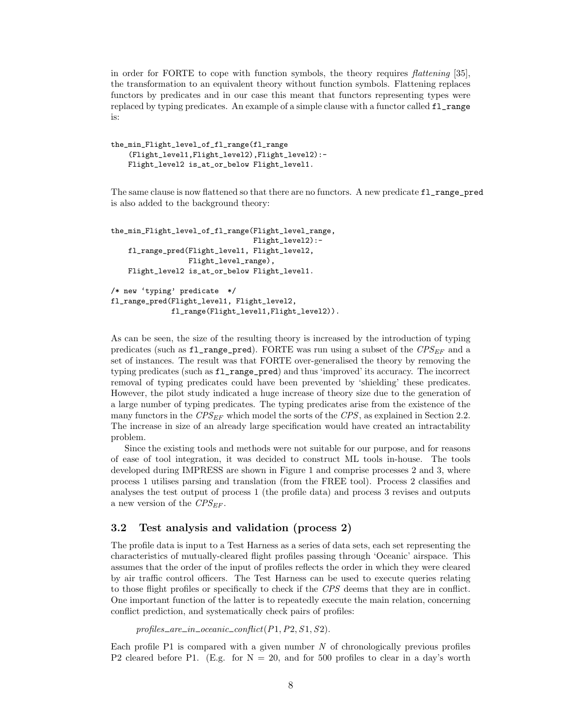in order for FORTE to cope with function symbols, the theory requires *flattening* [35], the transformation to an equivalent theory without function symbols. Flattening replaces functors by predicates and in our case this meant that functors representing types were replaced by typing predicates. An example of a simple clause with a functor called `fl_range` is:

```
the_min_Flight_level_of_fl_range(fl_range
    (Flight_level1,Flight_level2),Flight_level2):-
    Flight_level2 is_at_or_below Flight_level1.
```

The same clause is now flattened so that there are no functors. A new predicate `fl_range_pred` is also added to the background theory:

```
the_min_Flight_level_of_fl_range(Flight_level_range,
                                 Flight_level2):-
    fl_range_pred(Flight_level1, Flight_level2,
                  Flight_level_range),
    Flight_level2 is_at_or_below Flight_level1.

/* new 'typing' predicate  */
fl_range_pred(Flight_level1, Flight_level2,
              fl_range(Flight_level1,Flight_level2)).
```

As can be seen, the size of the resulting theory is increased by the introduction of typing predicates (such as `fl_range_pred`). FORTE was run using a subset of the $CPS_{EF}$ and a set of instances. The result was that FORTE over-generalised the theory by removing the typing predicates (such as `fl_range_pred`) and thus 'improved' its accuracy. The incorrect removal of typing predicates could have been prevented by 'shielding' these predicates. However, the pilot study indicated a huge increase of theory size due to the generation of a large number of typing predicates. The typing predicates arise from the existence of the many functors in the $CPS_{EF}$ which model the sorts of the $CPS$, as explained in Section 2.2. The increase in size of an already large specification would have created an intractability problem.

Since the existing tools and methods were not suitable for our purpose, and for reasons of ease of tool integration, it was decided to construct ML tools in-house. The tools developed during IMPRESS are shown in Figure 1 and comprise processes 2 and 3, where process 1 utilises parsing and translation (from the FREE tool). Process 2 classifies and analyses the test output of process 1 (the profile data) and process 3 revises and outputs a new version of the $CPS_{EF}$.

### 3.2 Test analysis and validation (process 2)

The profile data is input to a Test Harness as a series of data sets, each set representing the characteristics of mutually-cleared flight profiles passing through 'Oceanic' airspace. This assumes that the order of the input of profiles reflects the order in which they were cleared by air traffic control officers. The Test Harness can be used to execute queries relating to those flight profiles or specifically to check if the $CPS$ deems that they are in conflict. One important function of the latter is to repeatedly execute the main relation, concerning conflict prediction, and systematically check pairs of profiles:

$$profiles\_are\_in\_oceanic\_conflict(P1, P2, S1, S2).$$

Each profile P1 is compared with a given number $N$ of chronologically previous profiles P2 cleared before P1. (E.g. for N = 20, and for 500 profiles to clear in a day's worth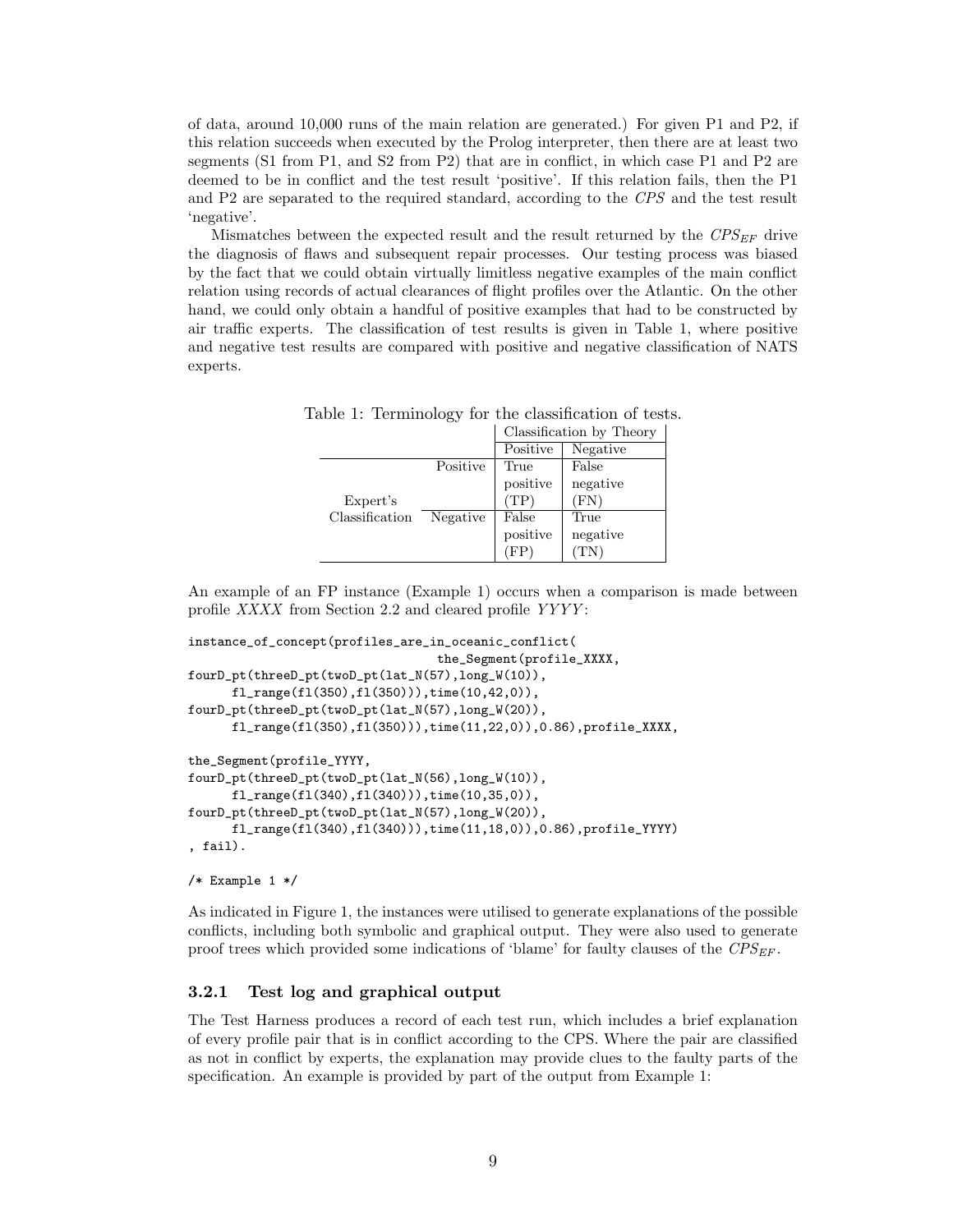of data, around 10,000 runs of the main relation are generated.) For given P1 and P2, if this relation succeeds when executed by the Prolog interpreter, then there are at least two segments (S1 from P1, and S2 from P2) that are in conflict, in which case P1 and P2 are deemed to be in conflict and the test result 'positive'. If this relation fails, then the P1 and P2 are separated to the required standard, according to the *CPS* and the test result 'negative'.

Mismatches between the expected result and the result returned by the $CPS_{EF}$ drive the diagnosis of flaws and subsequent repair processes. Our testing process was biased by the fact that we could obtain virtually limitless negative examples of the main conflict relation using records of actual clearances of flight profiles over the Atlantic. On the other hand, we could only obtain a handful of positive examples that had to be constructed by air traffic experts. The classification of test results is given in Table 1, where positive and negative test results are compared with positive and negative classification of NATS experts.

Table 1: Terminology for the classification of tests.

| | | Classification by Theory | |
|---|---|---|---|
| | | Positive | Negative |
| Expert's Classification | Positive | True positive (TP) | False negative (FN) |
| | Negative | False positive (FP) | True negative (TN) |

An example of an FP instance (Example 1) occurs when a comparison is made between profile *XXXX* from Section 2.2 and cleared profile *YYYY*:

```
instance_of_concept(profiles_are_in_oceanic_conflict(
                              the_Segment(profile_XXXX,
fourD_pt(threeD_pt(twoD_pt(lat_N(57),long_W(10)),
      fl_range(fl(350),fl(350))),time(10,42,0)),
fourD_pt(threeD_pt(twoD_pt(lat_N(57),long_W(20)),
      fl_range(fl(350),fl(350))),time(11,22,0)),0.86),profile_XXXX,

the_Segment(profile_YYYY,
fourD_pt(threeD_pt(twoD_pt(lat_N(56),long_W(10)),
      fl_range(fl(340),fl(340))),time(10,35,0)),
fourD_pt(threeD_pt(twoD_pt(lat_N(57),long_W(20)),
      fl_range(fl(340),fl(340))),time(11,18,0)),0.86),profile_YYYY)
, fail).

/* Example 1 */
```

As indicated in Figure 1, the instances were utilised to generate explanations of the possible conflicts, including both symbolic and graphical output. They were also used to generate proof trees which provided some indications of 'blame' for faulty clauses of the $CPS_{EF}$.

### 3.2.1 Test log and graphical output

The Test Harness produces a record of each test run, which includes a brief explanation of every profile pair that is in conflict according to the CPS. Where the pair are classified as not in conflict by experts, the explanation may provide clues to the faulty parts of the specification. An example is provided by part of the output from Example 1: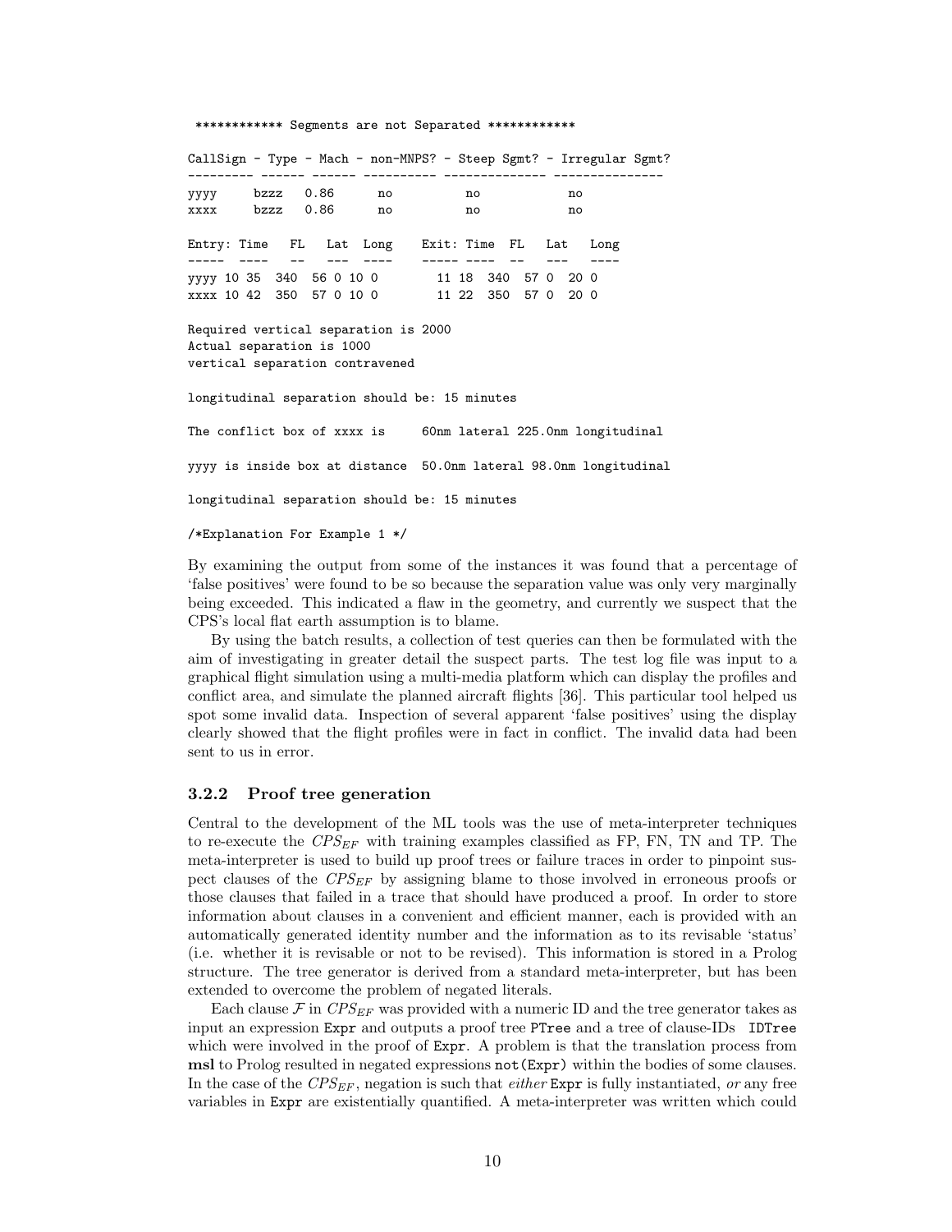```
 ************ Segments are not Separated ************

CallSign - Type - Mach - non-MNPS? - Steep Sgmt? - Irregular Sgmt?
--------- ------ ------ ---------- -------------- ---------------
yyyy     bzzz   0.86      no          no            no
xxxx     bzzz   0.86      no          no            no

Entry: Time   FL   Lat  Long    Exit: Time  FL   Lat   Long
-----  ----   --   ---  ----    ----- ----  --   ---   ----
yyyy 10 35  340  56 0 10 0        11 18  340  57 0  20 0
xxxx 10 42  350  57 0 10 0        11 22  350  57 0  20 0

Required vertical separation is 2000
Actual separation is 1000
vertical separation contravened

longitudinal separation should be: 15 minutes

The conflict box of xxxx is     60nm lateral 225.0nm longitudinal

yyyy is inside box at distance  50.0nm lateral 98.0nm longitudinal

longitudinal separation should be: 15 minutes

/*Explanation For Example 1 */
```

By examining the output from some of the instances it was found that a percentage of 'false positives' were found to be so because the separation value was only very marginally being exceeded. This indicated a flaw in the geometry, and currently we suspect that the CPS's local flat earth assumption is to blame.

By using the batch results, a collection of test queries can then be formulated with the aim of investigating in greater detail the suspect parts. The test log file was input to a graphical flight simulation using a multi-media platform which can display the profiles and conflict area, and simulate the planned aircraft flights [36]. This particular tool helped us spot some invalid data. Inspection of several apparent 'false positives' using the display clearly showed that the flight profiles were in fact in conflict. The invalid data had been sent to us in error.

### 3.2.2 Proof tree generation

Central to the development of the ML tools was the use of meta-interpreter techniques to re-execute the $CPS_{EF}$ with training examples classified as FP, FN, TN and TP. The meta-interpreter is used to build up proof trees or failure traces in order to pinpoint suspect clauses of the $CPS_{EF}$ by assigning blame to those involved in erroneous proofs or those clauses that failed in a trace that should have produced a proof. In order to store information about clauses in a convenient and efficient manner, each is provided with an automatically generated identity number and the information as to its revisable 'status' (i.e. whether it is revisable or not to be revised). This information is stored in a Prolog structure. The tree generator is derived from a standard meta-interpreter, but has been extended to overcome the problem of negated literals.

Each clause $\mathcal{F}$ in $CPS_{EF}$ was provided with a numeric ID and the tree generator takes as input an expression `Expr` and outputs a proof tree `PTree` and a tree of clause-IDs `IDTree` which were involved in the proof of `Expr`. A problem is that the translation process from **msl** to Prolog resulted in negated expressions `not(Expr)` within the bodies of some clauses. In the case of the $CPS_{EF}$, negation is such that *either* `Expr` is fully instantiated, *or* any free variables in `Expr` are existentially quantified. A meta-interpreter was written which could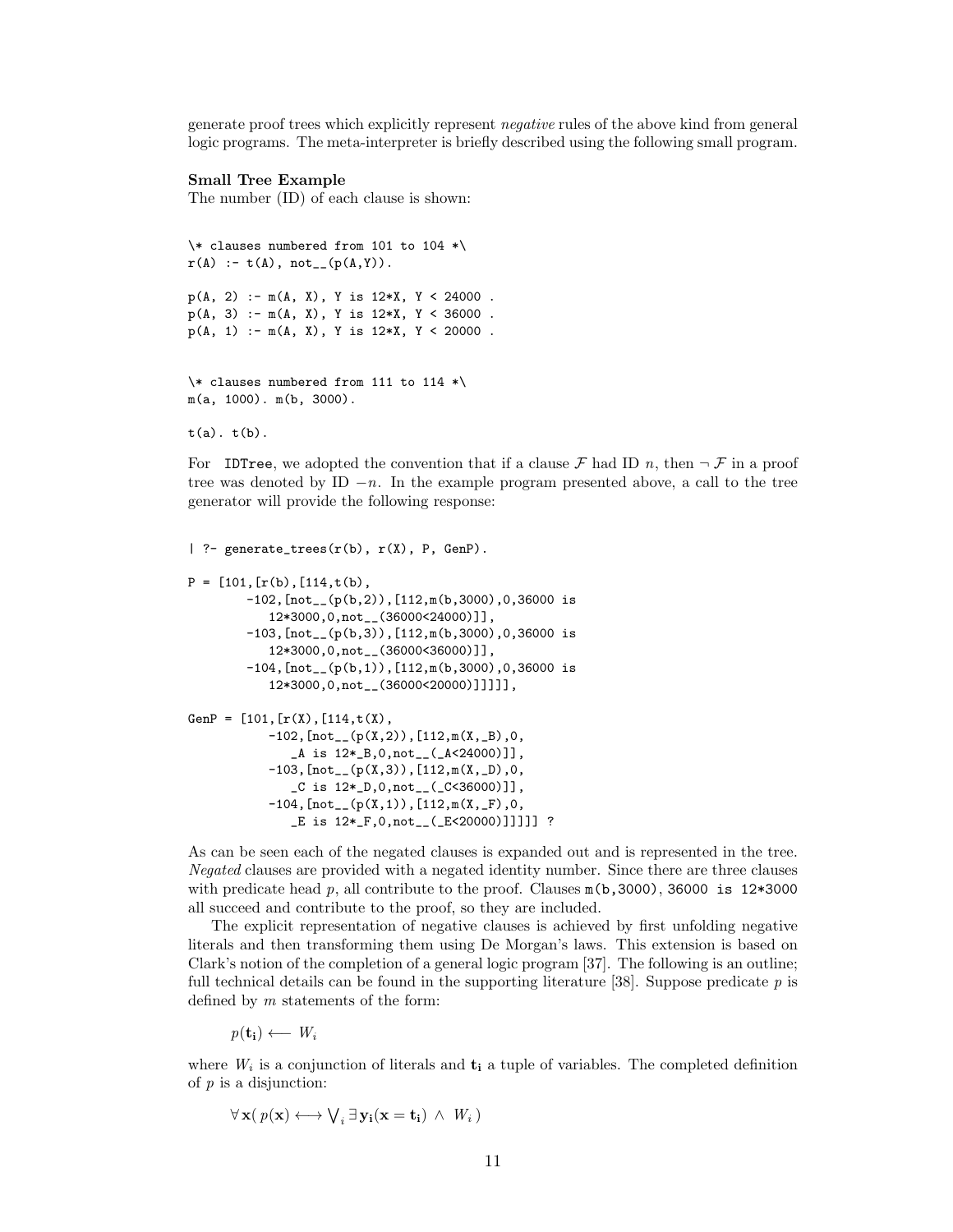generate proof trees which explicitly represent *negative* rules of the above kind from general logic programs. The meta-interpreter is briefly described using the following small program.

**Small Tree Example**
The number (ID) of each clause is shown:

```
\* clauses numbered from 101 to 104 *\
r(A) :- t(A), not__(p(A,Y)).

p(A, 2) :- m(A, X), Y is 12*X, Y < 24000 .
p(A, 3) :- m(A, X), Y is 12*X, Y < 36000 .
p(A, 1) :- m(A, X), Y is 12*X, Y < 20000 .


\* clauses numbered from 111 to 114 *\
m(a, 1000). m(b, 3000).

t(a). t(b).
```

For `IDTree`, we adopted the convention that if a clause $\mathcal{F}$ had ID $n$, then $\neg\,\mathcal{F}$ in a proof tree was denoted by ID $-n$. In the example program presented above, a call to the tree generator will provide the following response:

```
| ?- generate_trees(r(b), r(X), P, GenP).

P = [101,[r(b),[114,t(b),
        -102,[not__(p(b,2)),[112,m(b,3000),0,36000 is
           12*3000,0,not__(36000<24000)]],
        -103,[not__(p(b,3)),[112,m(b,3000),0,36000 is
           12*3000,0,not__(36000<36000)]],
        -104,[not__(p(b,1)),[112,m(b,3000),0,36000 is
           12*3000,0,not__(36000<20000)]]]]],

GenP = [101,[r(X),[114,t(X),
           -102,[not__(p(X,2)),[112,m(X,_B),0,
              _A is 12*_B,0,not__(_A<24000)]],
           -103,[not__(p(X,3)),[112,m(X,_D),0,
              _C is 12*_D,0,not__(_C<36000)]],
           -104,[not__(p(X,1)),[112,m(X,_F),0,
              _E is 12*_F,0,not__(_E<20000)]]]]] ?
```

As can be seen each of the negated clauses is expanded out and is represented in the tree. *Negated* clauses are provided with a negated identity number. Since there are three clauses with predicate head $p$, all contribute to the proof. Clauses `m(b,3000)`, `36000 is 12*3000` all succeed and contribute to the proof, so they are included.

The explicit representation of negative clauses is achieved by first unfolding negative literals and then transforming them using De Morgan's laws. This extension is based on Clark's notion of the completion of a general logic program [37]. The following is an outline; full technical details can be found in the supporting literature [38]. Suppose predicate $p$ is defined by $m$ statements of the form:

$$p(\mathbf{t_i}) \longleftarrow W_i$$

where $W_i$ is a conjunction of literals and $\mathbf{t_i}$ a tuple of variables. The completed definition of $p$ is a disjunction:

$$\forall\, \mathbf{x}(\, p(\mathbf{x}) \longleftrightarrow \bigvee_i \exists\, \mathbf{y_i}(\mathbf{x} = \mathbf{t_i}) \;\wedge\; W_i \,)$$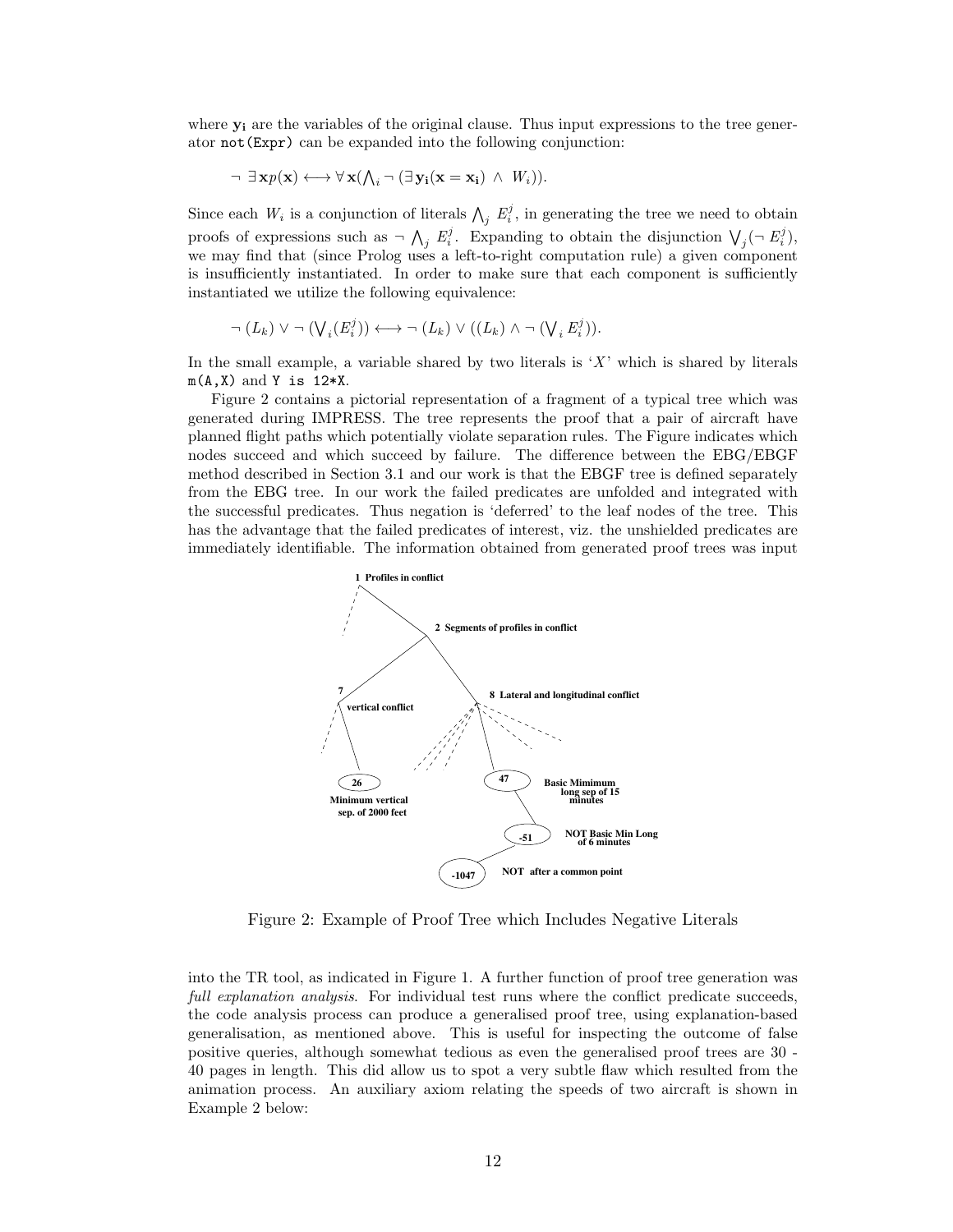where $\mathbf{y_i}$ are the variables of the original clause. Thus input expressions to the tree generator `not(Expr)` can be expanded into the following conjunction:

$$\neg\ \exists\, \mathbf{x} p(\mathbf{x}) \longleftrightarrow \forall\, \mathbf{x}(\textstyle\bigwedge_i \neg\ (\exists\, \mathbf{y_i}(\mathbf{x} = \mathbf{x_i})\ \wedge\ W_i)).$$

Since each $W_i$ is a conjunction of literals $\bigwedge_j\ E_i^j$, in generating the tree we need to obtain proofs of expressions such as $\neg\ \bigwedge_j\ E_i^j$. Expanding to obtain the disjunction $\bigvee_j(\neg\ E_i^j)$, we may find that (since Prolog uses a left-to-right computation rule) a given component is insufficiently instantiated. In order to make sure that each component is sufficiently instantiated we utilize the following equivalence:

$$\neg\ (L_k) \vee \neg\ (\textstyle\bigvee_i(E_i^j)) \longleftrightarrow \neg\ (L_k) \vee ((L_k) \wedge \neg\ (\textstyle\bigvee_i\ E_i^j)).$$

In the small example, a variable shared by two literals is '$X$' which is shared by literals `m(A,X)` and `Y is 12*X`.

Figure 2 contains a pictorial representation of a fragment of a typical tree which was generated during IMPRESS. The tree represents the proof that a pair of aircraft have planned flight paths which potentially violate separation rules. The Figure indicates which nodes succeed and which succeed by failure. The difference between the EBG/EBGF method described in Section 3.1 and our work is that the EBGF tree is defined separately from the EBG tree. In our work the failed predicates are unfolded and integrated with the successful predicates. Thus negation is 'deferred' to the leaf nodes of the tree. This has the advantage that the failed predicates of interest, viz. the unshielded predicates are immediately identifiable. The information obtained from generated proof trees was input

1 Profiles in conflict

2 Segments of profiles in conflict

7 vertical conflict

8 Lateral and longitudinal conflict

26 Minimum vertical sep. of 2000 feet

47 Basic Mimimum long sep of 15 minutes

-51 NOT Basic Min Long of 6 minutes

-1047 NOT after a common point

Figure 2: Example of Proof Tree which Includes Negative Literals

into the TR tool, as indicated in Figure 1. A further function of proof tree generation was *full explanation analysis*. For individual test runs where the conflict predicate succeeds, the code analysis process can produce a generalised proof tree, using explanation-based generalisation, as mentioned above. This is useful for inspecting the outcome of false positive queries, although somewhat tedious as even the generalised proof trees are 30 - 40 pages in length. This did allow us to spot a very subtle flaw which resulted from the animation process. An auxiliary axiom relating the speeds of two aircraft is shown in Example 2 below: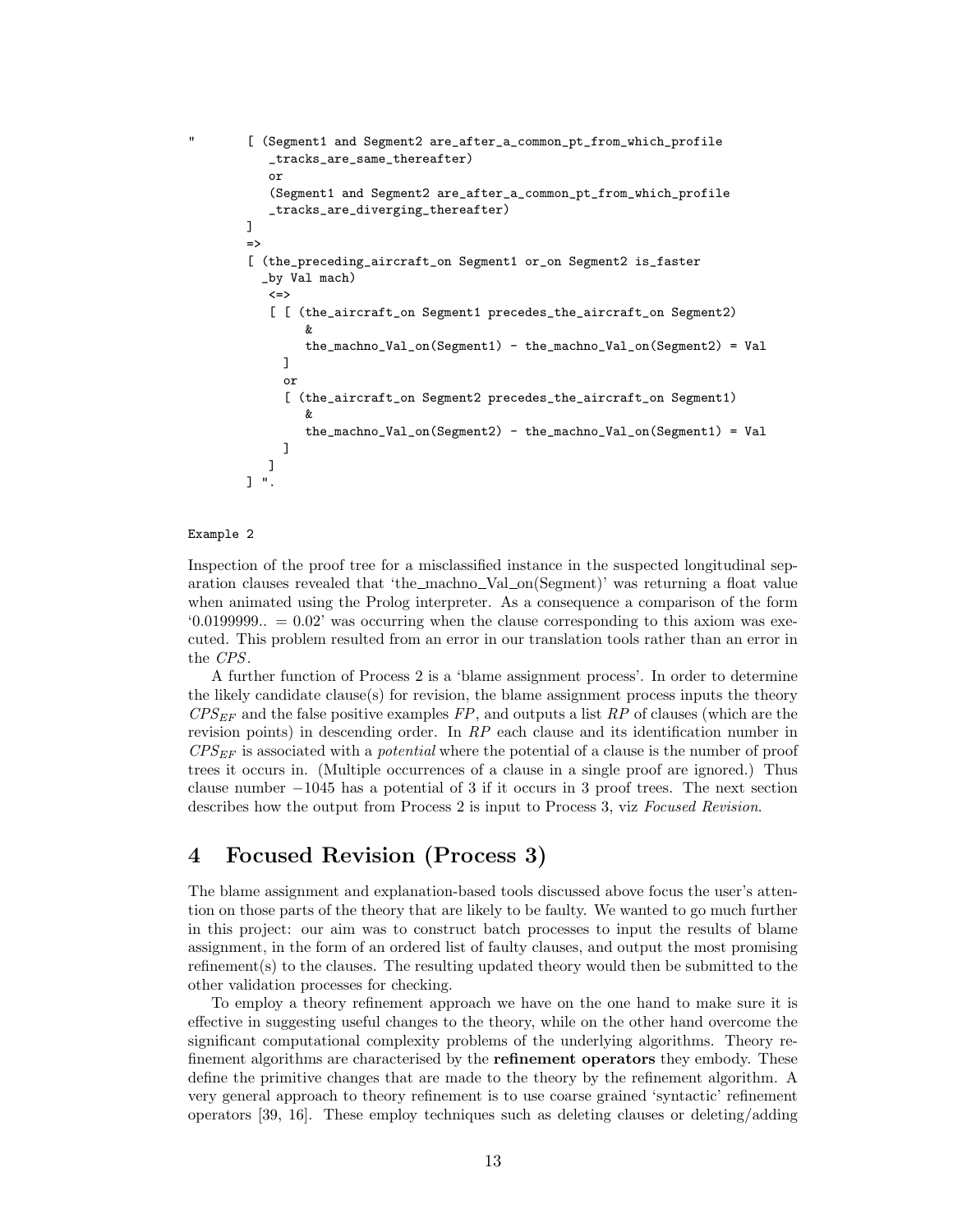```
"       [ (Segment1 and Segment2 are_after_a_common_pt_from_which_profile
           _tracks_are_same_thereafter)
           or
           (Segment1 and Segment2 are_after_a_common_pt_from_which_profile
           _tracks_are_diverging_thereafter)
        ]
        =>
        [ (the_preceding_aircraft_on Segment1 or_on Segment2 is_faster
          _by Val mach)
           <=>
           [ [ (the_aircraft_on Segment1 precedes_the_aircraft_on Segment2)
                &
                the_machno_Val_on(Segment1) - the_machno_Val_on(Segment2) = Val
             ]
             or
             [ (the_aircraft_on Segment2 precedes_the_aircraft_on Segment1)
                &
                the_machno_Val_on(Segment2) - the_machno_Val_on(Segment1) = Val
             ]
           ]
        ] ".
```

Example 2

Inspection of the proof tree for a misclassified instance in the suspected longitudinal separation clauses revealed that 'the_machno_Val_on(Segment)' was returning a float value when animated using the Prolog interpreter. As a consequence a comparison of the form '0.0199999.. = 0.02' was occurring when the clause corresponding to this axiom was executed. This problem resulted from an error in our translation tools rather than an error in the *CPS*.

A further function of Process 2 is a 'blame assignment process'. In order to determine the likely candidate clause(s) for revision, the blame assignment process inputs the theory $CPS_{EF}$ and the false positive examples $FP$, and outputs a list $RP$ of clauses (which are the revision points) in descending order. In $RP$ each clause and its identification number in $CPS_{EF}$ is associated with a *potential* where the potential of a clause is the number of proof trees it occurs in. (Multiple occurrences of a clause in a single proof are ignored.) Thus clause number $-1045$ has a potential of 3 if it occurs in 3 proof trees. The next section describes how the output from Process 2 is input to Process 3, viz *Focused Revision*.

## 4 Focused Revision (Process 3)

The blame assignment and explanation-based tools discussed above focus the user's attention on those parts of the theory that are likely to be faulty. We wanted to go much further in this project: our aim was to construct batch processes to input the results of blame assignment, in the form of an ordered list of faulty clauses, and output the most promising refinement(s) to the clauses. The resulting updated theory would then be submitted to the other validation processes for checking.

To employ a theory refinement approach we have on the one hand to make sure it is effective in suggesting useful changes to the theory, while on the other hand overcome the significant computational complexity problems of the underlying algorithms. Theory refinement algorithms are characterised by the **refinement operators** they embody. These define the primitive changes that are made to the theory by the refinement algorithm. A very general approach to theory refinement is to use coarse grained 'syntactic' refinement operators [39, 16]. These employ techniques such as deleting clauses or deleting/adding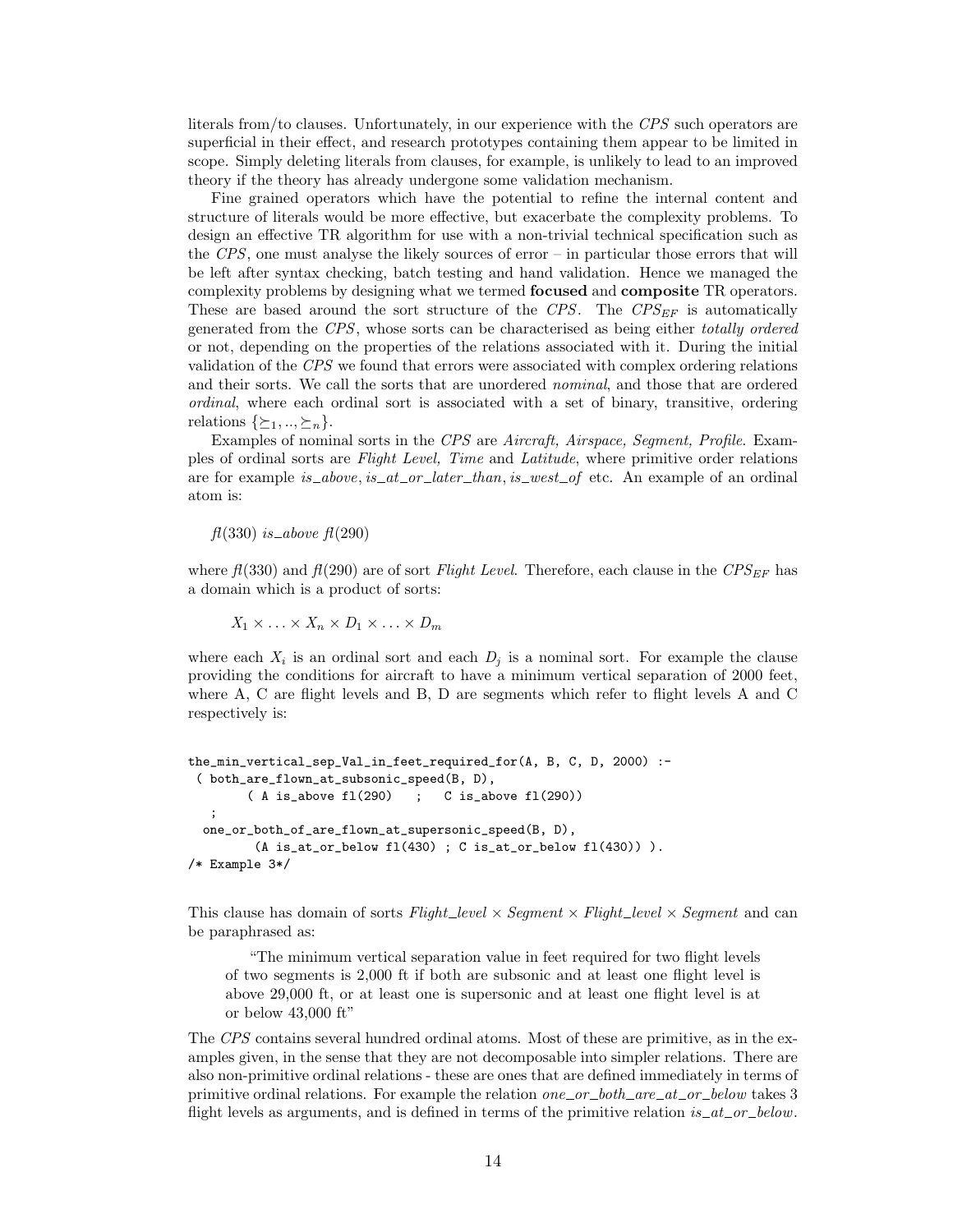literals from/to clauses. Unfortunately, in our experience with the *CPS* such operators are superficial in their effect, and research prototypes containing them appear to be limited in scope. Simply deleting literals from clauses, for example, is unlikely to lead to an improved theory if the theory has already undergone some validation mechanism.

Fine grained operators which have the potential to refine the internal content and structure of literals would be more effective, but exacerbate the complexity problems. To design an effective TR algorithm for use with a non-trivial technical specification such as the *CPS*, one must analyse the likely sources of error – in particular those errors that will be left after syntax checking, batch testing and hand validation. Hence we managed the complexity problems by designing what we termed **focused** and **composite** TR operators. These are based around the sort structure of the *CPS*. The $CPS_{EF}$ is automatically generated from the *CPS*, whose sorts can be characterised as being either *totally ordered* or not, depending on the properties of the relations associated with it. During the initial validation of the *CPS* we found that errors were associated with complex ordering relations and their sorts. We call the sorts that are unordered *nominal*, and those that are ordered *ordinal*, where each ordinal sort is associated with a set of binary, transitive, ordering relations $\{\succeq_1, .., \succeq_n\}$.

Examples of nominal sorts in the *CPS* are *Aircraft, Airspace, Segment, Profile*. Examples of ordinal sorts are *Flight Level, Time* and *Latitude*, where primitive order relations are for example *is_above*, *is_at_or_later_than*, *is_west_of* etc. An example of an ordinal atom is:

*fl*(330) *is_above* *fl*(290)

where *fl*(330) and *fl*(290) are of sort *Flight Level*. Therefore, each clause in the $CPS_{EF}$ has a domain which is a product of sorts:

$$X_1 \times \ldots \times X_n \times D_1 \times \ldots \times D_m$$

where each $X_i$ is an ordinal sort and each $D_j$ is a nominal sort. For example the clause providing the conditions for aircraft to have a minimum vertical separation of 2000 feet, where A, C are flight levels and B, D are segments which refer to flight levels A and C respectively is:

```
the_min_vertical_sep_Val_in_feet_required_for(A, B, C, D, 2000) :-
 ( both_are_flown_at_subsonic_speed(B, D),
        ( A is_above fl(290)   ;   C is_above fl(290))
   ;
  one_or_both_of_are_flown_at_supersonic_speed(B, D),
         (A is_at_or_below fl(430) ; C is_at_or_below fl(430)) ).
/* Example 3*/
```

This clause has domain of sorts *Flight_level* × *Segment* × *Flight_level* × *Segment* and can be paraphrased as:

> "The minimum vertical separation value in feet required for two flight levels of two segments is 2,000 ft if both are subsonic and at least one flight level is above 29,000 ft, or at least one is supersonic and at least one flight level is at or below 43,000 ft"

The *CPS* contains several hundred ordinal atoms. Most of these are primitive, as in the examples given, in the sense that they are not decomposable into simpler relations. There are also non-primitive ordinal relations - these are ones that are defined immediately in terms of primitive ordinal relations. For example the relation *one_or_both_are_at_or_below* takes 3 flight levels as arguments, and is defined in terms of the primitive relation *is_at_or_below*.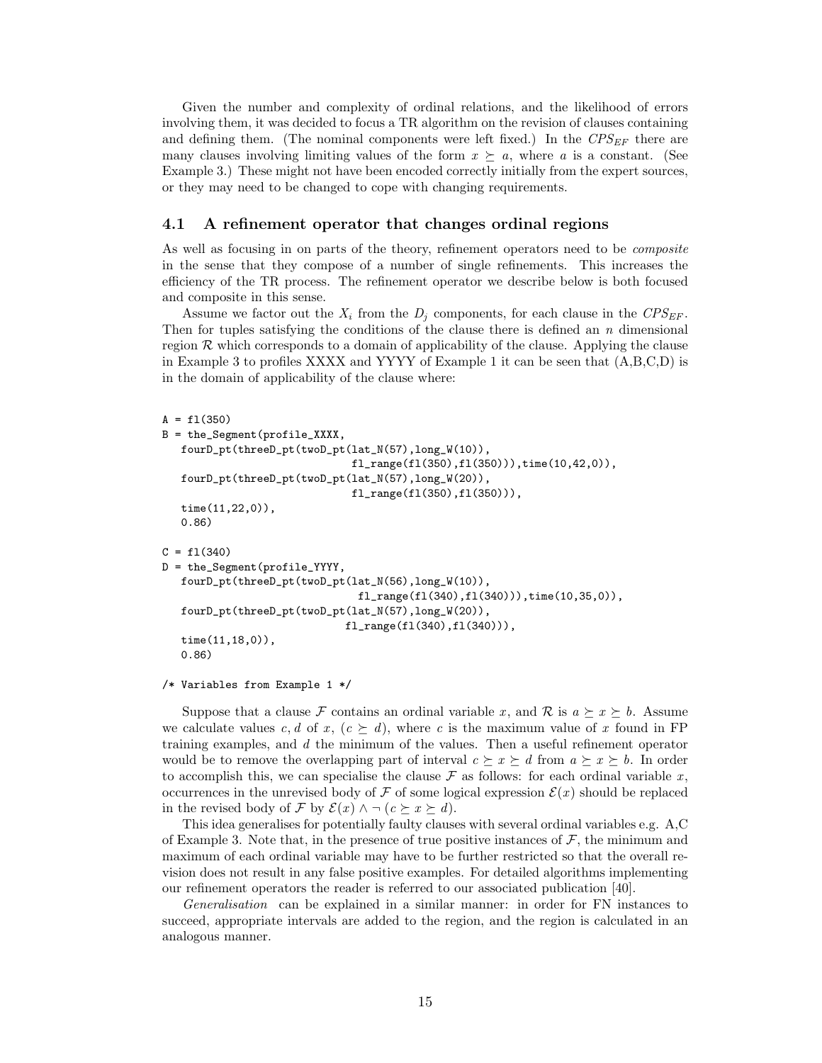Given the number and complexity of ordinal relations, and the likelihood of errors involving them, it was decided to focus a TR algorithm on the revision of clauses containing and defining them. (The nominal components were left fixed.) In the $CPS_{EF}$ there are many clauses involving limiting values of the form $x \succeq a$, where $a$ is a constant. (See Example 3.) These might not have been encoded correctly initially from the expert sources, or they may need to be changed to cope with changing requirements.

### 4.1 A refinement operator that changes ordinal regions

As well as focusing in on parts of the theory, refinement operators need to be *composite* in the sense that they compose of a number of single refinements. This increases the efficiency of the TR process. The refinement operator we describe below is both focused and composite in this sense.

Assume we factor out the $X_i$ from the $D_j$ components, for each clause in the $CPS_{EF}$. Then for tuples satisfying the conditions of the clause there is defined an $n$ dimensional region $\mathcal{R}$ which corresponds to a domain of applicability of the clause. Applying the clause in Example 3 to profiles XXXX and YYYY of Example 1 it can be seen that (A,B,C,D) is in the domain of applicability of the clause where:

```
A = fl(350)
B = the_Segment(profile_XXXX,
   fourD_pt(threeD_pt(twoD_pt(lat_N(57),long_W(10)),
                             fl_range(fl(350),fl(350))),time(10,42,0)),
   fourD_pt(threeD_pt(twoD_pt(lat_N(57),long_W(20)),
                             fl_range(fl(350),fl(350))),
   time(11,22,0)),
   0.86)

C = fl(340)
D = the_Segment(profile_YYYY,
   fourD_pt(threeD_pt(twoD_pt(lat_N(56),long_W(10)),
                              fl_range(fl(340),fl(340))),time(10,35,0)),
   fourD_pt(threeD_pt(twoD_pt(lat_N(57),long_W(20)),
                            fl_range(fl(340),fl(340))),
   time(11,18,0)),
   0.86)

/* Variables from Example 1 */
```

Suppose that a clause $\mathcal{F}$ contains an ordinal variable $x$, and $\mathcal{R}$ is $a \succeq x \succeq b$. Assume we calculate values $c, d$ of $x$, $(c \succeq d)$, where $c$ is the maximum value of $x$ found in FP training examples, and $d$ the minimum of the values. Then a useful refinement operator would be to remove the overlapping part of interval $c \succeq x \succeq d$ from $a \succeq x \succeq b$. In order to accomplish this, we can specialise the clause $\mathcal{F}$ as follows: for each ordinal variable $x$, occurrences in the unrevised body of $\mathcal{F}$ of some logical expression $\mathcal{E}(x)$ should be replaced in the revised body of $\mathcal{F}$ by $\mathcal{E}(x) \wedge \neg\,(c \succeq x \succeq d)$.

This idea generalises for potentially faulty clauses with several ordinal variables e.g. A,C of Example 3. Note that, in the presence of true positive instances of $\mathcal{F}$, the minimum and maximum of each ordinal variable may have to be further restricted so that the overall revision does not result in any false positive examples. For detailed algorithms implementing our refinement operators the reader is referred to our associated publication [40].

*Generalisation* can be explained in a similar manner: in order for FN instances to succeed, appropriate intervals are added to the region, and the region is calculated in an analogous manner.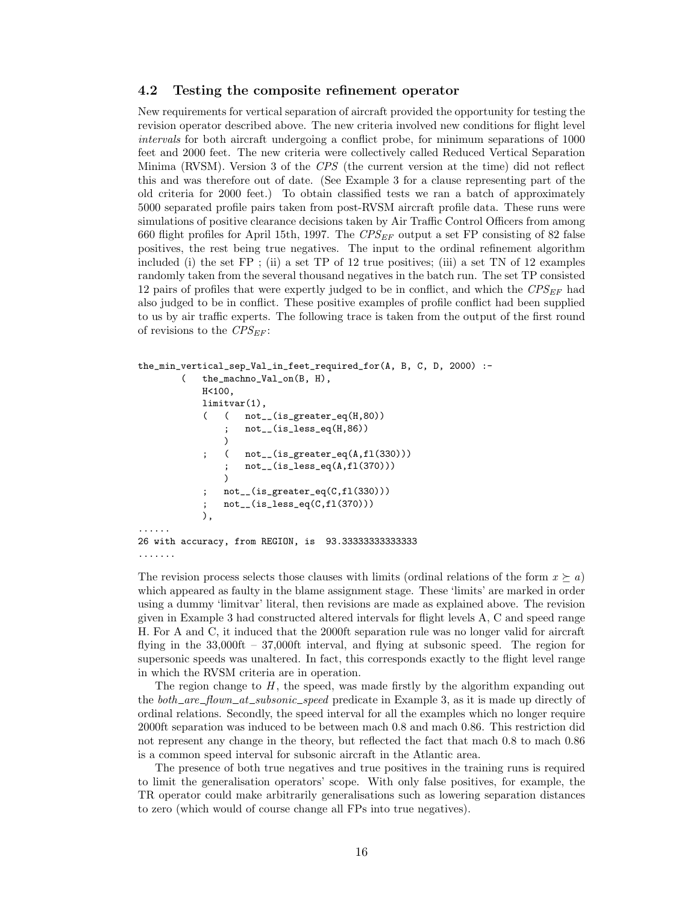### 4.2 Testing the composite refinement operator

New requirements for vertical separation of aircraft provided the opportunity for testing the revision operator described above. The new criteria involved new conditions for flight level *intervals* for both aircraft undergoing a conflict probe, for minimum separations of 1000 feet and 2000 feet. The new criteria were collectively called Reduced Vertical Separation Minima (RVSM). Version 3 of the *CPS* (the current version at the time) did not reflect this and was therefore out of date. (See Example 3 for a clause representing part of the old criteria for 2000 feet.) To obtain classified tests we ran a batch of approximately 5000 separated profile pairs taken from post-RVSM aircraft profile data. These runs were simulations of positive clearance decisions taken by Air Traffic Control Officers from among 660 flight profiles for April 15th, 1997. The $CPS_{EF}$ output a set FP consisting of 82 false positives, the rest being true negatives. The input to the ordinal refinement algorithm included (i) the set FP ; (ii) a set TP of 12 true positives; (iii) a set TN of 12 examples randomly taken from the several thousand negatives in the batch run. The set TP consisted 12 pairs of profiles that were expertly judged to be in conflict, and which the $CPS_{EF}$ had also judged to be in conflict. These positive examples of profile conflict had been supplied to us by air traffic experts. The following trace is taken from the output of the first round of revisions to the $CPS_{EF}$:

```
the_min_vertical_sep_Val_in_feet_required_for(A, B, C, D, 2000) :-
        (   the_machno_Val_on(B, H),
            H<100,
            limitvar(1),
            (   (   not__(is_greater_eq(H,80))
                ;   not__(is_less_eq(H,86))
                )
            ;   (   not__(is_greater_eq(A,fl(330)))
                ;   not__(is_less_eq(A,fl(370)))
                )
            ;   not__(is_greater_eq(C,fl(330)))
            ;   not__(is_less_eq(C,fl(370)))
            ),
......
26 with accuracy, from REGION, is  93.33333333333333
.......
```

The revision process selects those clauses with limits (ordinal relations of the form $x \succeq a$) which appeared as faulty in the blame assignment stage. These 'limits' are marked in order using a dummy 'limitvar' literal, then revisions are made as explained above. The revision given in Example 3 had constructed altered intervals for flight levels A, C and speed range H. For A and C, it induced that the 2000ft separation rule was no longer valid for aircraft flying in the 33,000ft – 37,000ft interval, and flying at subsonic speed. The region for supersonic speeds was unaltered. In fact, this corresponds exactly to the flight level range in which the RVSM criteria are in operation.

The region change to $H$, the speed, was made firstly by the algorithm expanding out the *both_are_flown_at_subsonic_speed* predicate in Example 3, as it is made up directly of ordinal relations. Secondly, the speed interval for all the examples which no longer require 2000ft separation was induced to be between mach 0.8 and mach 0.86. This restriction did not represent any change in the theory, but reflected the fact that mach 0.8 to mach 0.86 is a common speed interval for subsonic aircraft in the Atlantic area.

The presence of both true negatives and true positives in the training runs is required to limit the generalisation operators' scope. With only false positives, for example, the TR operator could make arbitrarily generalisations such as lowering separation distances to zero (which would of course change all FPs into true negatives).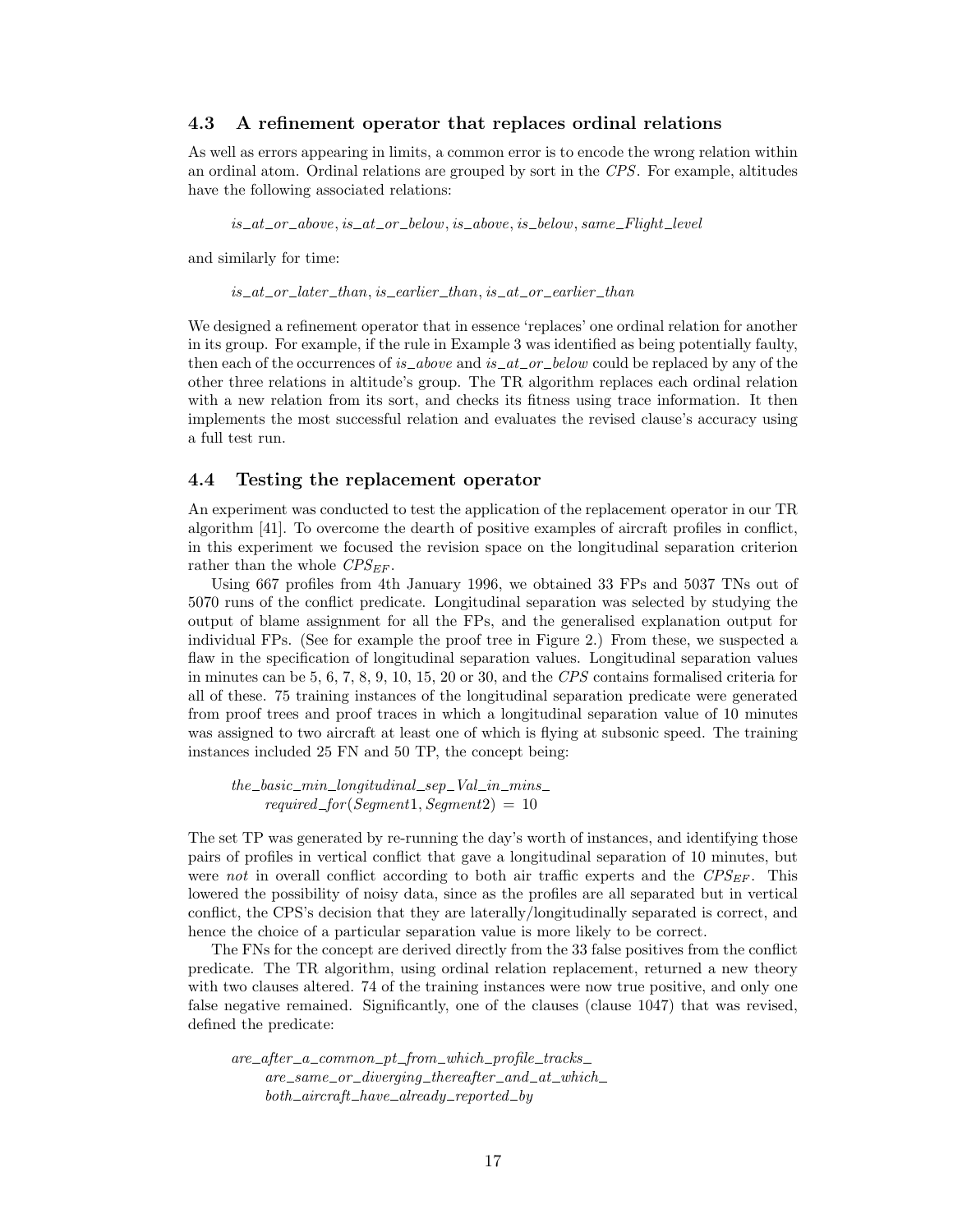### 4.3 A refinement operator that replaces ordinal relations

As well as errors appearing in limits, a common error is to encode the wrong relation within an ordinal atom. Ordinal relations are grouped by sort in the *CPS*. For example, altitudes have the following associated relations:

> *is_at_or_above*, *is_at_or_below*, *is_above*, *is_below*, *same_Flight_level*

and similarly for time:

> *is_at_or_later_than*, *is_earlier_than*, *is_at_or_earlier_than*

We designed a refinement operator that in essence 'replaces' one ordinal relation for another in its group. For example, if the rule in Example 3 was identified as being potentially faulty, then each of the occurrences of *is_above* and *is_at_or_below* could be replaced by any of the other three relations in altitude's group. The TR algorithm replaces each ordinal relation with a new relation from its sort, and checks its fitness using trace information. It then implements the most successful relation and evaluates the revised clause's accuracy using a full test run.

### 4.4 Testing the replacement operator

An experiment was conducted to test the application of the replacement operator in our TR algorithm [41]. To overcome the dearth of positive examples of aircraft profiles in conflict, in this experiment we focused the revision space on the longitudinal separation criterion rather than the whole $CPS_{EF}$.

Using 667 profiles from 4th January 1996, we obtained 33 FPs and 5037 TNs out of 5070 runs of the conflict predicate. Longitudinal separation was selected by studying the output of blame assignment for all the FPs, and the generalised explanation output for individual FPs. (See for example the proof tree in Figure 2.) From these, we suspected a flaw in the specification of longitudinal separation values. Longitudinal separation values in minutes can be 5, 6, 7, 8, 9, 10, 15, 20 or 30, and the *CPS* contains formalised criteria for all of these. 75 training instances of the longitudinal separation predicate were generated from proof trees and proof traces in which a longitudinal separation value of 10 minutes was assigned to two aircraft at least one of which is flying at subsonic speed. The training instances included 25 FN and 50 TP, the concept being:

> *the_basic_min_longitudinal_sep_Val_in_mins_*
> *required_for*(*Segment*1, *Segment*2) = 10

The set TP was generated by re-running the day's worth of instances, and identifying those pairs of profiles in vertical conflict that gave a longitudinal separation of 10 minutes, but were *not* in overall conflict according to both air traffic experts and the $CPS_{EF}$. This lowered the possibility of noisy data, since as the profiles are all separated but in vertical conflict, the CPS's decision that they are laterally/longitudinally separated is correct, and hence the choice of a particular separation value is more likely to be correct.

The FNs for the concept are derived directly from the 33 false positives from the conflict predicate. The TR algorithm, using ordinal relation replacement, returned a new theory with two clauses altered. 74 of the training instances were now true positive, and only one false negative remained. Significantly, one of the clauses (clause 1047) that was revised, defined the predicate:

> *are_after_a_common_pt_from_which_profile_tracks_*
> *are_same_or_diverging_thereafter_and_at_which_*
> *both_aircraft_have_already_reported_by*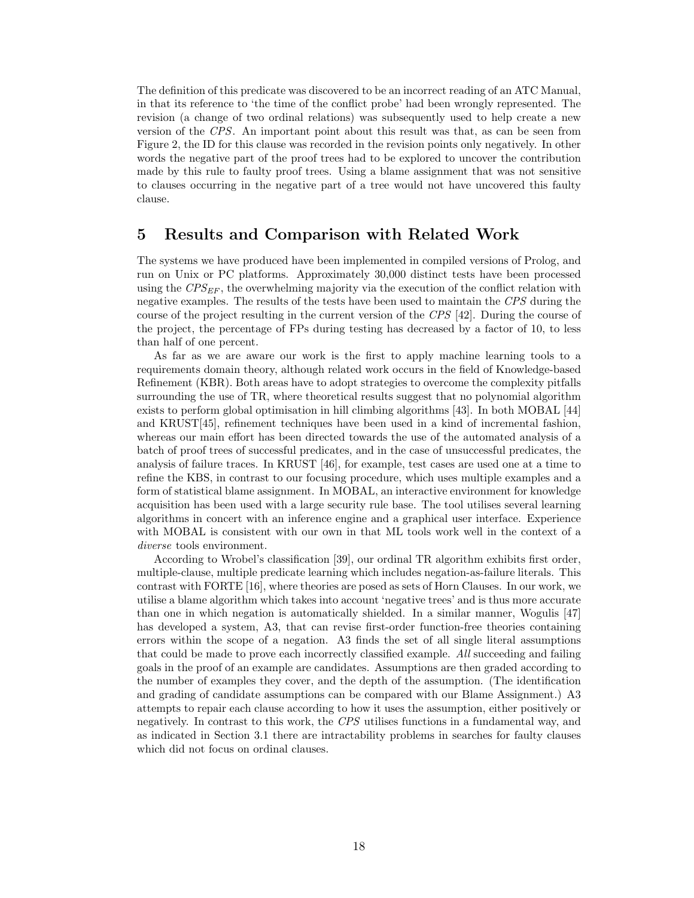The definition of this predicate was discovered to be an incorrect reading of an ATC Manual, in that its reference to 'the time of the conflict probe' had been wrongly represented. The revision (a change of two ordinal relations) was subsequently used to help create a new version of the *CPS*. An important point about this result was that, as can be seen from Figure 2, the ID for this clause was recorded in the revision points only negatively. In other words the negative part of the proof trees had to be explored to uncover the contribution made by this rule to faulty proof trees. Using a blame assignment that was not sensitive to clauses occurring in the negative part of a tree would not have uncovered this faulty clause.

## 5 Results and Comparison with Related Work

The systems we have produced have been implemented in compiled versions of Prolog, and run on Unix or PC platforms. Approximately 30,000 distinct tests have been processed using the $CPS_{EF}$, the overwhelming majority via the execution of the conflict relation with negative examples. The results of the tests have been used to maintain the *CPS* during the course of the project resulting in the current version of the *CPS* [42]. During the course of the project, the percentage of FPs during testing has decreased by a factor of 10, to less than half of one percent.

As far as we are aware our work is the first to apply machine learning tools to a requirements domain theory, although related work occurs in the field of Knowledge-based Refinement (KBR). Both areas have to adopt strategies to overcome the complexity pitfalls surrounding the use of TR, where theoretical results suggest that no polynomial algorithm exists to perform global optimisation in hill climbing algorithms [43]. In both MOBAL [44] and KRUST[45], refinement techniques have been used in a kind of incremental fashion, whereas our main effort has been directed towards the use of the automated analysis of a batch of proof trees of successful predicates, and in the case of unsuccessful predicates, the analysis of failure traces. In KRUST [46], for example, test cases are used one at a time to refine the KBS, in contrast to our focusing procedure, which uses multiple examples and a form of statistical blame assignment. In MOBAL, an interactive environment for knowledge acquisition has been used with a large security rule base. The tool utilises several learning algorithms in concert with an inference engine and a graphical user interface. Experience with MOBAL is consistent with our own in that ML tools work well in the context of a *diverse* tools environment.

According to Wrobel's classification [39], our ordinal TR algorithm exhibits first order, multiple-clause, multiple predicate learning which includes negation-as-failure literals. This contrast with FORTE [16], where theories are posed as sets of Horn Clauses. In our work, we utilise a blame algorithm which takes into account 'negative trees' and is thus more accurate than one in which negation is automatically shielded. In a similar manner, Wogulis [47] has developed a system, A3, that can revise first-order function-free theories containing errors within the scope of a negation. A3 finds the set of all single literal assumptions that could be made to prove each incorrectly classified example. *All* succeeding and failing goals in the proof of an example are candidates. Assumptions are then graded according to the number of examples they cover, and the depth of the assumption. (The identification and grading of candidate assumptions can be compared with our Blame Assignment.) A3 attempts to repair each clause according to how it uses the assumption, either positively or negatively. In contrast to this work, the *CPS* utilises functions in a fundamental way, and as indicated in Section 3.1 there are intractability problems in searches for faulty clauses which did not focus on ordinal clauses.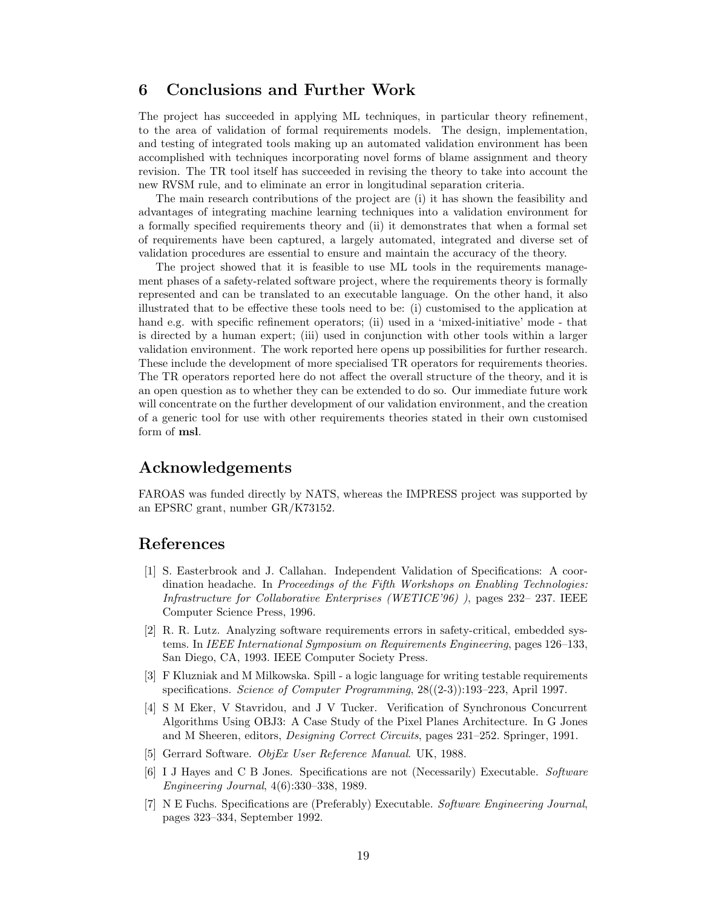## 6 Conclusions and Further Work

The project has succeeded in applying ML techniques, in particular theory refinement, to the area of validation of formal requirements models. The design, implementation, and testing of integrated tools making up an automated validation environment has been accomplished with techniques incorporating novel forms of blame assignment and theory revision. The TR tool itself has succeeded in revising the theory to take into account the new RVSM rule, and to eliminate an error in longitudinal separation criteria.

The main research contributions of the project are (i) it has shown the feasibility and advantages of integrating machine learning techniques into a validation environment for a formally specified requirements theory and (ii) it demonstrates that when a formal set of requirements have been captured, a largely automated, integrated and diverse set of validation procedures are essential to ensure and maintain the accuracy of the theory.

The project showed that it is feasible to use ML tools in the requirements management phases of a safety-related software project, where the requirements theory is formally represented and can be translated to an executable language. On the other hand, it also illustrated that to be effective these tools need to be: (i) customised to the application at hand e.g. with specific refinement operators; (ii) used in a 'mixed-initiative' mode - that is directed by a human expert; (iii) used in conjunction with other tools within a larger validation environment. The work reported here opens up possibilities for further research. These include the development of more specialised TR operators for requirements theories. The TR operators reported here do not affect the overall structure of the theory, and it is an open question as to whether they can be extended to do so. Our immediate future work will concentrate on the further development of our validation environment, and the creation of a generic tool for use with other requirements theories stated in their own customised form of **msl**.

## Acknowledgements

FAROAS was funded directly by NATS, whereas the IMPRESS project was supported by an EPSRC grant, number GR/K73152.

## References

[1] S. Easterbrook and J. Callahan. Independent Validation of Specifications: A coordination headache. In *Proceedings of the Fifth Workshops on Enabling Technologies: Infrastructure for Collaborative Enterprises (WETICE'96) )*, pages 232– 237. IEEE Computer Science Press, 1996.

[2] R. R. Lutz. Analyzing software requirements errors in safety-critical, embedded systems. In *IEEE International Symposium on Requirements Engineering*, pages 126–133, San Diego, CA, 1993. IEEE Computer Society Press.

[3] F Kluzniak and M Milkowska. Spill - a logic language for writing testable requirements specifications. *Science of Computer Programming*, 28((2-3)):193–223, April 1997.

[4] S M Eker, V Stavridou, and J V Tucker. Verification of Synchronous Concurrent Algorithms Using OBJ3: A Case Study of the Pixel Planes Architecture. In G Jones and M Sheeren, editors, *Designing Correct Circuits*, pages 231–252. Springer, 1991.

[5] Gerrard Software. *ObjEx User Reference Manual*. UK, 1988.

[6] I J Hayes and C B Jones. Specifications are not (Necessarily) Executable. *Software Engineering Journal*, 4(6):330–338, 1989.

[7] N E Fuchs. Specifications are (Preferably) Executable. *Software Engineering Journal*, pages 323–334, September 1992.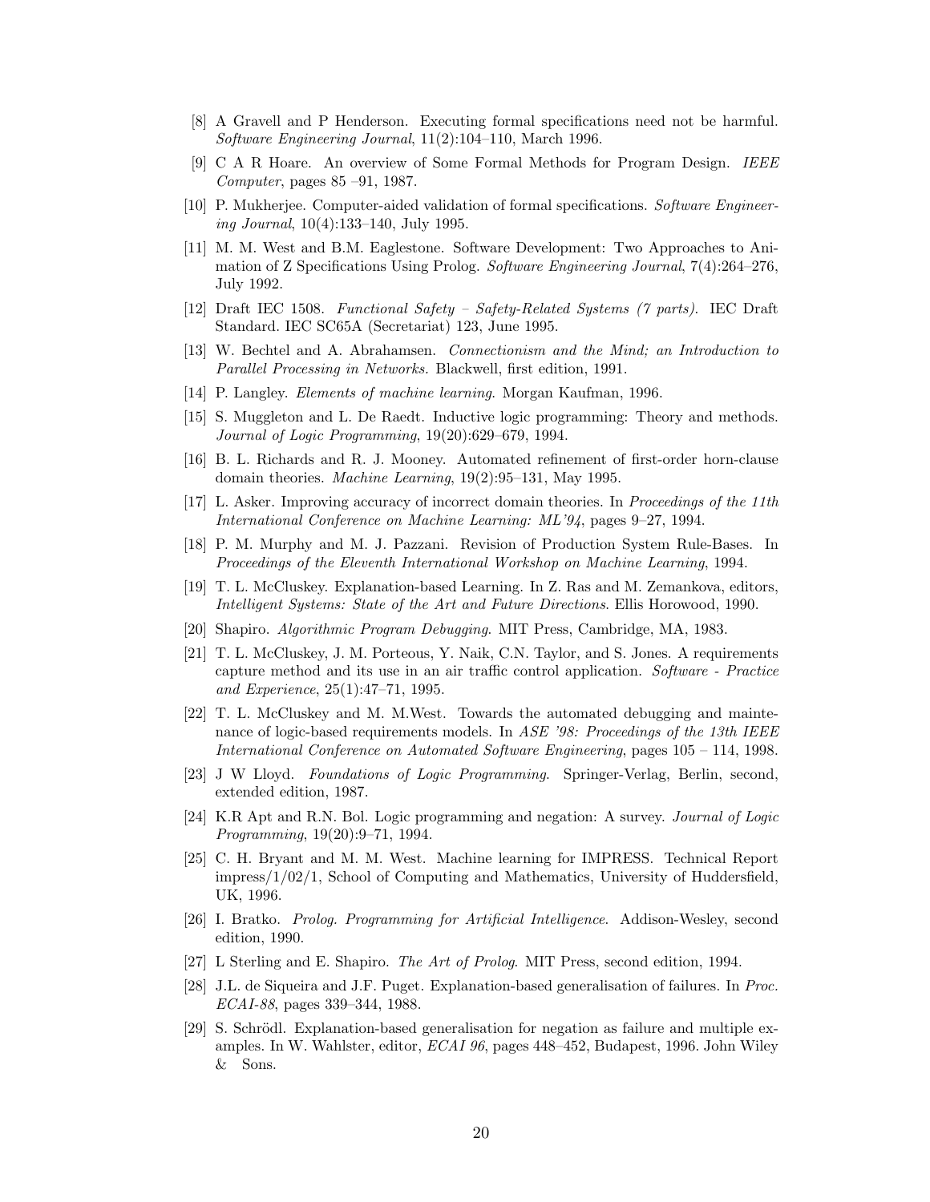[8] A Gravell and P Henderson. Executing formal specifications need not be harmful. *Software Engineering Journal*, 11(2):104–110, March 1996.

[9] C A R Hoare. An overview of Some Formal Methods for Program Design. *IEEE Computer*, pages 85 –91, 1987.

[10] P. Mukherjee. Computer-aided validation of formal specifications. *Software Engineering Journal*, 10(4):133–140, July 1995.

[11] M. M. West and B.M. Eaglestone. Software Development: Two Approaches to Animation of Z Specifications Using Prolog. *Software Engineering Journal*, 7(4):264–276, July 1992.

[12] Draft IEC 1508. *Functional Safety – Safety-Related Systems (7 parts)*. IEC Draft Standard. IEC SC65A (Secretariat) 123, June 1995.

[13] W. Bechtel and A. Abrahamsen. *Connectionism and the Mind; an Introduction to Parallel Processing in Networks.* Blackwell, first edition, 1991.

[14] P. Langley. *Elements of machine learning*. Morgan Kaufman, 1996.

[15] S. Muggleton and L. De Raedt. Inductive logic programming: Theory and methods. *Journal of Logic Programming*, 19(20):629–679, 1994.

[16] B. L. Richards and R. J. Mooney. Automated refinement of first-order horn-clause domain theories. *Machine Learning*, 19(2):95–131, May 1995.

[17] L. Asker. Improving accuracy of incorrect domain theories. In *Proceedings of the 11th International Conference on Machine Learning: ML'94*, pages 9–27, 1994.

[18] P. M. Murphy and M. J. Pazzani. Revision of Production System Rule-Bases. In *Proceedings of the Eleventh International Workshop on Machine Learning*, 1994.

[19] T. L. McCluskey. Explanation-based Learning. In Z. Ras and M. Zemankova, editors, *Intelligent Systems: State of the Art and Future Directions*. Ellis Horowood, 1990.

[20] Shapiro. *Algorithmic Program Debugging*. MIT Press, Cambridge, MA, 1983.

[21] T. L. McCluskey, J. M. Porteous, Y. Naik, C.N. Taylor, and S. Jones. A requirements capture method and its use in an air traffic control application. *Software - Practice and Experience*, 25(1):47–71, 1995.

[22] T. L. McCluskey and M. M.West. Towards the automated debugging and maintenance of logic-based requirements models. In *ASE '98: Proceedings of the 13th IEEE International Conference on Automated Software Engineering*, pages 105 – 114, 1998.

[23] J W Lloyd. *Foundations of Logic Programming*. Springer-Verlag, Berlin, second, extended edition, 1987.

[24] K.R Apt and R.N. Bol. Logic programming and negation: A survey. *Journal of Logic Programming*, 19(20):9–71, 1994.

[25] C. H. Bryant and M. M. West. Machine learning for IMPRESS. Technical Report impress/1/02/1, School of Computing and Mathematics, University of Huddersfield, UK, 1996.

[26] I. Bratko. *Prolog. Programming for Artificial Intelligence*. Addison-Wesley, second edition, 1990.

[27] L Sterling and E. Shapiro. *The Art of Prolog*. MIT Press, second edition, 1994.

[28] J.L. de Siqueira and J.F. Puget. Explanation-based generalisation of failures. In *Proc. ECAI-88*, pages 339–344, 1988.

[29] S. Schrödl. Explanation-based generalisation for negation as failure and multiple examples. In W. Wahlster, editor, *ECAI 96*, pages 448–452, Budapest, 1996. John Wiley & Sons.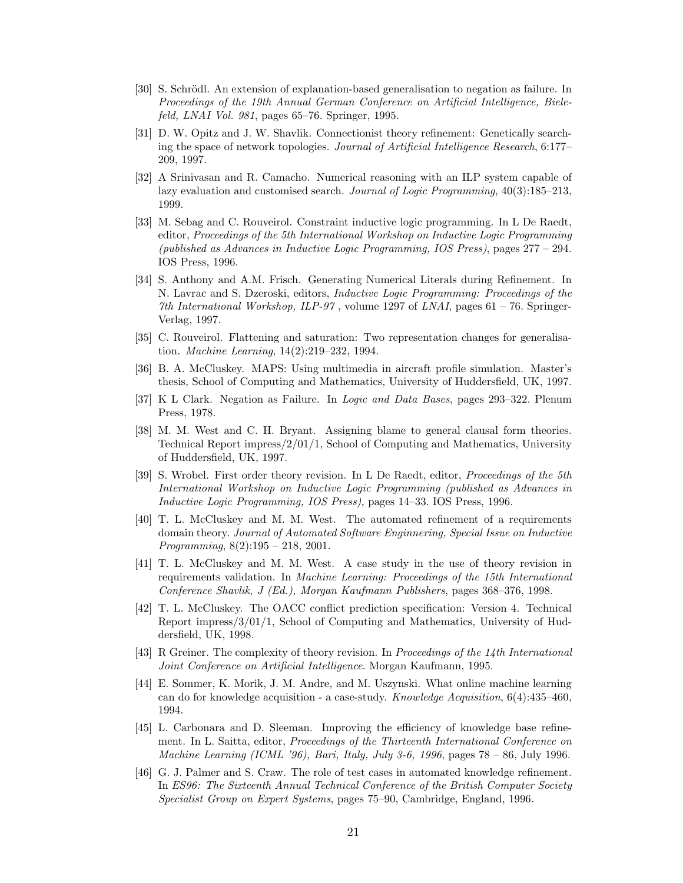[30] S. Schrödl. An extension of explanation-based generalisation to negation as failure. In *Proceedings of the 19th Annual German Conference on Artificial Intelligence, Bielefeld, LNAI Vol. 981*, pages 65–76. Springer, 1995.

[31] D. W. Opitz and J. W. Shavlik. Connectionist theory refinement: Genetically searching the space of network topologies. *Journal of Artificial Intelligence Research*, 6:177–209, 1997.

[32] A Srinivasan and R. Camacho. Numerical reasoning with an ILP system capable of lazy evaluation and customised search. *Journal of Logic Programming*, 40(3):185–213, 1999.

[33] M. Sebag and C. Rouveirol. Constraint inductive logic programming. In L De Raedt, editor, *Proceedings of the 5th International Workshop on Inductive Logic Programming (published as Advances in Inductive Logic Programming, IOS Press)*, pages 277 – 294. IOS Press, 1996.

[34] S. Anthony and A.M. Frisch. Generating Numerical Literals during Refinement. In N. Lavrac and S. Dzeroski, editors, *Inductive Logic Programming: Proceedings of the 7th International Workshop, ILP-97* , volume 1297 of *LNAI*, pages 61 – 76. Springer-Verlag, 1997.

[35] C. Rouveirol. Flattening and saturation: Two representation changes for generalisation. *Machine Learning*, 14(2):219–232, 1994.

[36] B. A. McCluskey. MAPS: Using multimedia in aircraft profile simulation. Master's thesis, School of Computing and Mathematics, University of Huddersfield, UK, 1997.

[37] K L Clark. Negation as Failure. In *Logic and Data Bases*, pages 293–322. Plenum Press, 1978.

[38] M. M. West and C. H. Bryant. Assigning blame to general clausal form theories. Technical Report impress/2/01/1, School of Computing and Mathematics, University of Huddersfield, UK, 1997.

[39] S. Wrobel. First order theory revision. In L De Raedt, editor, *Proceedings of the 5th International Workshop on Inductive Logic Programming (published as Advances in Inductive Logic Programming, IOS Press)*, pages 14–33. IOS Press, 1996.

[40] T. L. McCluskey and M. M. West. The automated refinement of a requirements domain theory. *Journal of Automated Software Enginnering, Special Issue on Inductive Programming*, 8(2):195 – 218, 2001.

[41] T. L. McCluskey and M. M. West. A case study in the use of theory revision in requirements validation. In *Machine Learning: Proceedings of the 15th International Conference Shavlik, J (Ed.), Morgan Kaufmann Publishers*, pages 368–376, 1998.

[42] T. L. McCluskey. The OACC conflict prediction specification: Version 4. Technical Report impress/3/01/1, School of Computing and Mathematics, University of Huddersfield, UK, 1998.

[43] R Greiner. The complexity of theory revision. In *Proceedings of the 14th International Joint Conference on Artificial Intelligence*. Morgan Kaufmann, 1995.

[44] E. Sommer, K. Morik, J. M. Andre, and M. Uszynski. What online machine learning can do for knowledge acquisition - a case-study. *Knowledge Acquisition*, 6(4):435–460, 1994.

[45] L. Carbonara and D. Sleeman. Improving the efficiency of knowledge base refinement. In L. Saitta, editor, *Proceedings of the Thirteenth International Conference on Machine Learning (ICML '96), Bari, Italy, July 3-6, 1996*, pages 78 – 86, July 1996.

[46] G. J. Palmer and S. Craw. The role of test cases in automated knowledge refinement. In *ES96: The Sixteenth Annual Technical Conference of the British Computer Society Specialist Group on Expert Systems*, pages 75–90, Cambridge, England, 1996.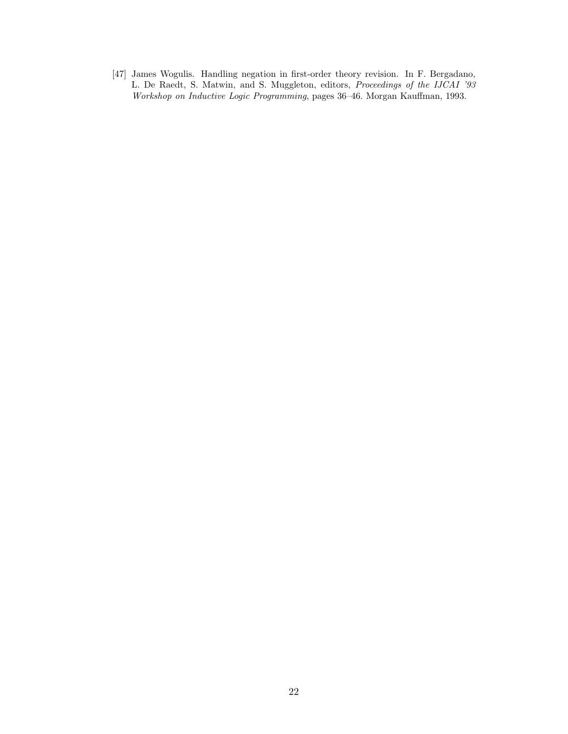[47] James Wogulis. Handling negation in first-order theory revision. In F. Bergadano, L. De Raedt, S. Matwin, and S. Muggleton, editors, *Proceedings of the IJCAI '93 Workshop on Inductive Logic Programming*, pages 36–46. Morgan Kauffman, 1993.